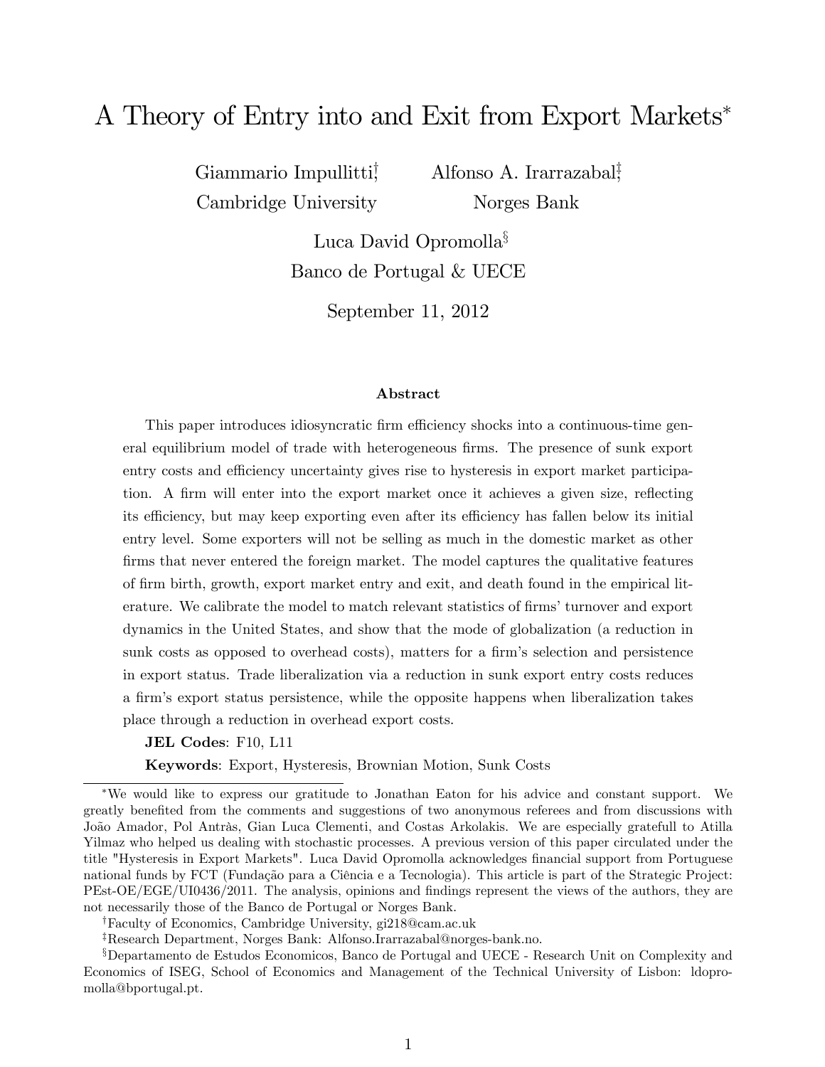# A Theory of Entry into and Exit from Export Markets*

Giammario Impullitti[†], Cambridge University

Alfonso A. Irarrazabal[‡], Norges Bank

Luca David Opromolla[§], Banco de Portugal & UECE

September 11, 2012

### Abstract

This paper introduces idiosyncratic firm efficiency shocks into a continuous-time general equilibrium model of trade with heterogeneous firms. The presence of sunk export entry costs and efficiency uncertainty gives rise to hysteresis in export market participation. A firm will enter into the export market once it achieves a given size, reflecting its efficiency, but may keep exporting even after its efficiency has fallen below its initial entry level. Some exporters will not be selling as much in the domestic market as other firms that never entered the foreign market. The model captures the qualitative features of firm birth, growth, export market entry and exit, and death found in the empirical literature. We calibrate the model to match relevant statistics of firms' turnover and export dynamics in the United States, and show that the mode of globalization (a reduction in sunk costs as opposed to overhead costs), matters for a firm's selection and persistence in export status. Trade liberalization via a reduction in sunk export entry costs reduces a firm's export status persistence, while the opposite happens when liberalization takes place through a reduction in overhead export costs.

**JEL Codes**: F10, L11

**Keywords**: Export, Hysteresis, Brownian Motion, Sunk Costs

---

*We would like to express our gratitude to Jonathan Eaton for his advice and constant support. We greatly benefited from the comments and suggestions of two anonymous referees and from discussions with João Amador, Pol Antràs, Gian Luca Clementi, and Costas Arkolakis. We are especially gratefull to Atilla Yilmaz who helped us dealing with stochastic processes. A previous version of this paper circulated under the title "Hysteresis in Export Markets". Luca David Opromolla acknowledges financial support from Portuguese national funds by FCT (Fundação para a Ciência e a Tecnologia). This article is part of the Strategic Project: PEst-OE/EGE/UI0436/2011. The analysis, opinions and findings represent the views of the authors, they are not necessarily those of the Banco de Portugal or Norges Bank.

[†]Faculty of Economics, Cambridge University, gi218@cam.ac.uk

[‡]Research Department, Norges Bank: Alfonso.Irarrazabal@norges-bank.no.

[§]Departamento de Estudos Economicos, Banco de Portugal and UECE - Research Unit on Complexity and Economics of ISEG, School of Economics and Management of the Technical University of Lisbon: ldopromolla@bportugal.pt.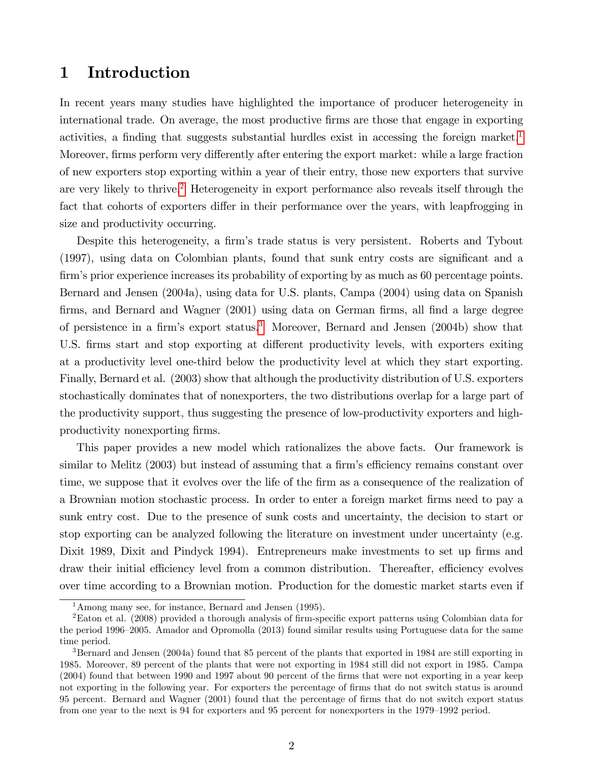# 1 Introduction

In recent years many studies have highlighted the importance of producer heterogeneity in international trade. On average, the most productive firms are those that engage in exporting activities, a finding that suggests substantial hurdles exist in accessing the foreign market.[1] Moreover, firms perform very differently after entering the export market: while a large fraction of new exporters stop exporting within a year of their entry, those new exporters that survive are very likely to thrive.[2] Heterogeneity in export performance also reveals itself through the fact that cohorts of exporters differ in their performance over the years, with leapfrogging in size and productivity occurring.

Despite this heterogeneity, a firm's trade status is very persistent. Roberts and Tybout (1997), using data on Colombian plants, found that sunk entry costs are significant and a firm's prior experience increases its probability of exporting by as much as 60 percentage points. Bernard and Jensen (2004a), using data for U.S. plants, Campa (2004) using data on Spanish firms, and Bernard and Wagner (2001) using data on German firms, all find a large degree of persistence in a firm's export status.[3] Moreover, Bernard and Jensen (2004b) show that U.S. firms start and stop exporting at different productivity levels, with exporters exiting at a productivity level one-third below the productivity level at which they start exporting. Finally, Bernard et al. (2003) show that although the productivity distribution of U.S. exporters stochastically dominates that of nonexporters, the two distributions overlap for a large part of the productivity support, thus suggesting the presence of low-productivity exporters and high-productivity nonexporting firms.

This paper provides a new model which rationalizes the above facts. Our framework is similar to Melitz (2003) but instead of assuming that a firm's efficiency remains constant over time, we suppose that it evolves over the life of the firm as a consequence of the realization of a Brownian motion stochastic process. In order to enter a foreign market firms need to pay a sunk entry cost. Due to the presence of sunk costs and uncertainty, the decision to start or stop exporting can be analyzed following the literature on investment under uncertainty (e.g. Dixit 1989, Dixit and Pindyck 1994). Entrepreneurs make investments to set up firms and draw their initial efficiency level from a common distribution. Thereafter, efficiency evolves over time according to a Brownian motion. Production for the domestic market starts even if

[1] Among many see, for instance, Bernard and Jensen (1995).

[2] Eaton et al. (2008) provided a thorough analysis of firm-specific export patterns using Colombian data for the period 1996–2005. Amador and Opromolla (2013) found similar results using Portuguese data for the same time period.

[3] Bernard and Jensen (2004a) found that 85 percent of the plants that exported in 1984 are still exporting in 1985. Moreover, 89 percent of the plants that were not exporting in 1984 still did not export in 1985. Campa (2004) found that between 1990 and 1997 about 90 percent of the firms that were not exporting in a year keep not exporting in the following year. For exporters the percentage of firms that do not switch status is around 95 percent. Bernard and Wagner (2001) found that the percentage of firms that do not switch export status from one year to the next is 94 for exporters and 95 percent for nonexporters in the 1979–1992 period.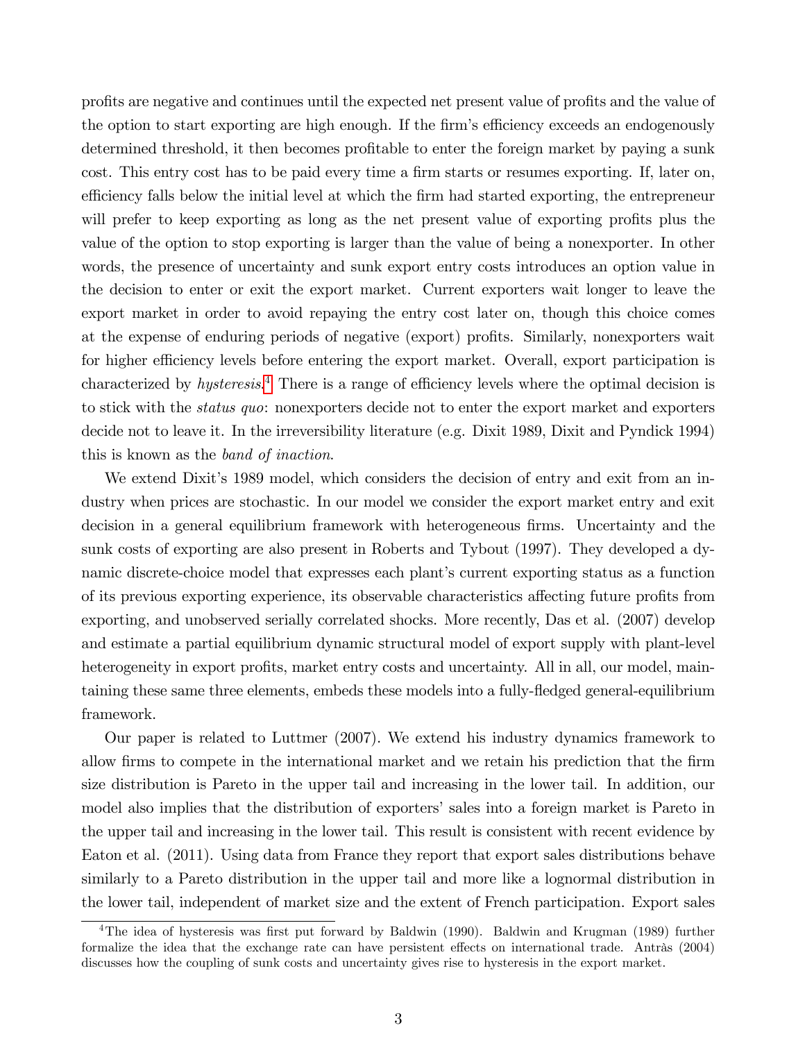profits are negative and continues until the expected net present value of profits and the value of the option to start exporting are high enough. If the firm's efficiency exceeds an endogenously determined threshold, it then becomes profitable to enter the foreign market by paying a sunk cost. This entry cost has to be paid every time a firm starts or resumes exporting. If, later on, efficiency falls below the initial level at which the firm had started exporting, the entrepreneur will prefer to keep exporting as long as the net present value of exporting profits plus the value of the option to stop exporting is larger than the value of being a nonexporter. In other words, the presence of uncertainty and sunk export entry costs introduces an option value in the decision to enter or exit the export market. Current exporters wait longer to leave the export market in order to avoid repaying the entry cost later on, though this choice comes at the expense of enduring periods of negative (export) profits. Similarly, nonexporters wait for higher efficiency levels before entering the export market. Overall, export participation is characterized by *hysteresis*.[4] There is a range of efficiency levels where the optimal decision is to stick with the *status quo*: nonexporters decide not to enter the export market and exporters decide not to leave it. In the irreversibility literature (e.g. Dixit 1989, Dixit and Pyndick 1994) this is known as the *band of inaction*.

We extend Dixit's 1989 model, which considers the decision of entry and exit from an industry when prices are stochastic. In our model we consider the export market entry and exit decision in a general equilibrium framework with heterogeneous firms. Uncertainty and the sunk costs of exporting are also present in Roberts and Tybout (1997). They developed a dynamic discrete-choice model that expresses each plant's current exporting status as a function of its previous exporting experience, its observable characteristics affecting future profits from exporting, and unobserved serially correlated shocks. More recently, Das et al. (2007) develop and estimate a partial equilibrium dynamic structural model of export supply with plant-level heterogeneity in export profits, market entry costs and uncertainty. All in all, our model, maintaining these same three elements, embeds these models into a fully-fledged general-equilibrium framework.

Our paper is related to Luttmer (2007). We extend his industry dynamics framework to allow firms to compete in the international market and we retain his prediction that the firm size distribution is Pareto in the upper tail and increasing in the lower tail. In addition, our model also implies that the distribution of exporters' sales into a foreign market is Pareto in the upper tail and increasing in the lower tail. This result is consistent with recent evidence by Eaton et al. (2011). Using data from France they report that export sales distributions behave similarly to a Pareto distribution in the upper tail and more like a lognormal distribution in the lower tail, independent of market size and the extent of French participation. Export sales

[4] The idea of hysteresis was first put forward by Baldwin (1990). Baldwin and Krugman (1989) further formalize the idea that the exchange rate can have persistent effects on international trade. Antràs (2004) discusses how the coupling of sunk costs and uncertainty gives rise to hysteresis in the export market.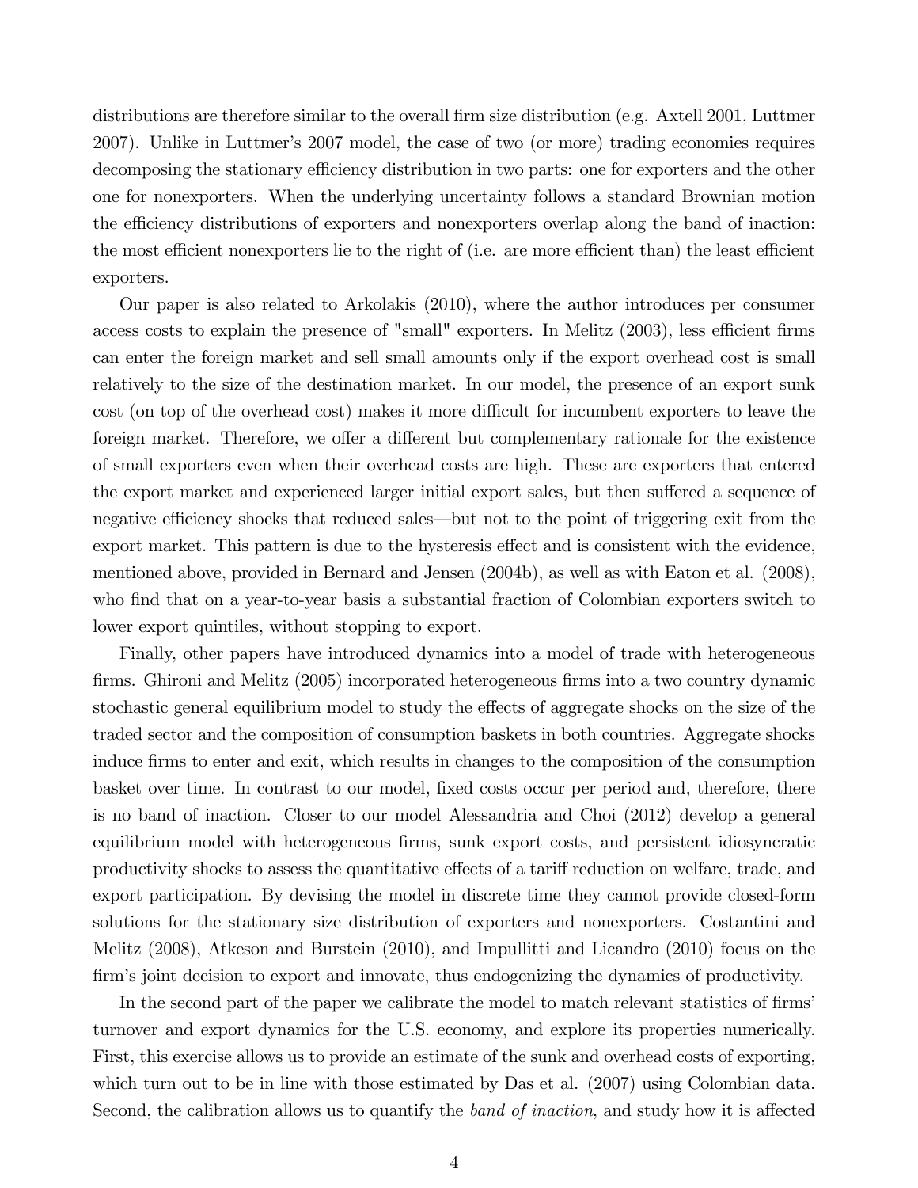distributions are therefore similar to the overall firm size distribution (e.g. Axtell 2001, Luttmer 2007). Unlike in Luttmer's 2007 model, the case of two (or more) trading economies requires decomposing the stationary efficiency distribution in two parts: one for exporters and the other one for nonexporters. When the underlying uncertainty follows a standard Brownian motion the efficiency distributions of exporters and nonexporters overlap along the band of inaction: the most efficient nonexporters lie to the right of (i.e. are more efficient than) the least efficient exporters.

Our paper is also related to Arkolakis (2010), where the author introduces per consumer access costs to explain the presence of "small" exporters. In Melitz (2003), less efficient firms can enter the foreign market and sell small amounts only if the export overhead cost is small relatively to the size of the destination market. In our model, the presence of an export sunk cost (on top of the overhead cost) makes it more difficult for incumbent exporters to leave the foreign market. Therefore, we offer a different but complementary rationale for the existence of small exporters even when their overhead costs are high. These are exporters that entered the export market and experienced larger initial export sales, but then suffered a sequence of negative efficiency shocks that reduced sales—but not to the point of triggering exit from the export market. This pattern is due to the hysteresis effect and is consistent with the evidence, mentioned above, provided in Bernard and Jensen (2004b), as well as with Eaton et al. (2008), who find that on a year-to-year basis a substantial fraction of Colombian exporters switch to lower export quintiles, without stopping to export.

Finally, other papers have introduced dynamics into a model of trade with heterogeneous firms. Ghironi and Melitz (2005) incorporated heterogeneous firms into a two country dynamic stochastic general equilibrium model to study the effects of aggregate shocks on the size of the traded sector and the composition of consumption baskets in both countries. Aggregate shocks induce firms to enter and exit, which results in changes to the composition of the consumption basket over time. In contrast to our model, fixed costs occur per period and, therefore, there is no band of inaction. Closer to our model Alessandria and Choi (2012) develop a general equilibrium model with heterogeneous firms, sunk export costs, and persistent idiosyncratic productivity shocks to assess the quantitative effects of a tariff reduction on welfare, trade, and export participation. By devising the model in discrete time they cannot provide closed-form solutions for the stationary size distribution of exporters and nonexporters. Costantini and Melitz (2008), Atkeson and Burstein (2010), and Impullitti and Licandro (2010) focus on the firm's joint decision to export and innovate, thus endogenizing the dynamics of productivity.

In the second part of the paper we calibrate the model to match relevant statistics of firms' turnover and export dynamics for the U.S. economy, and explore its properties numerically. First, this exercise allows us to provide an estimate of the sunk and overhead costs of exporting, which turn out to be in line with those estimated by Das et al. (2007) using Colombian data. Second, the calibration allows us to quantify the *band of inaction*, and study how it is affected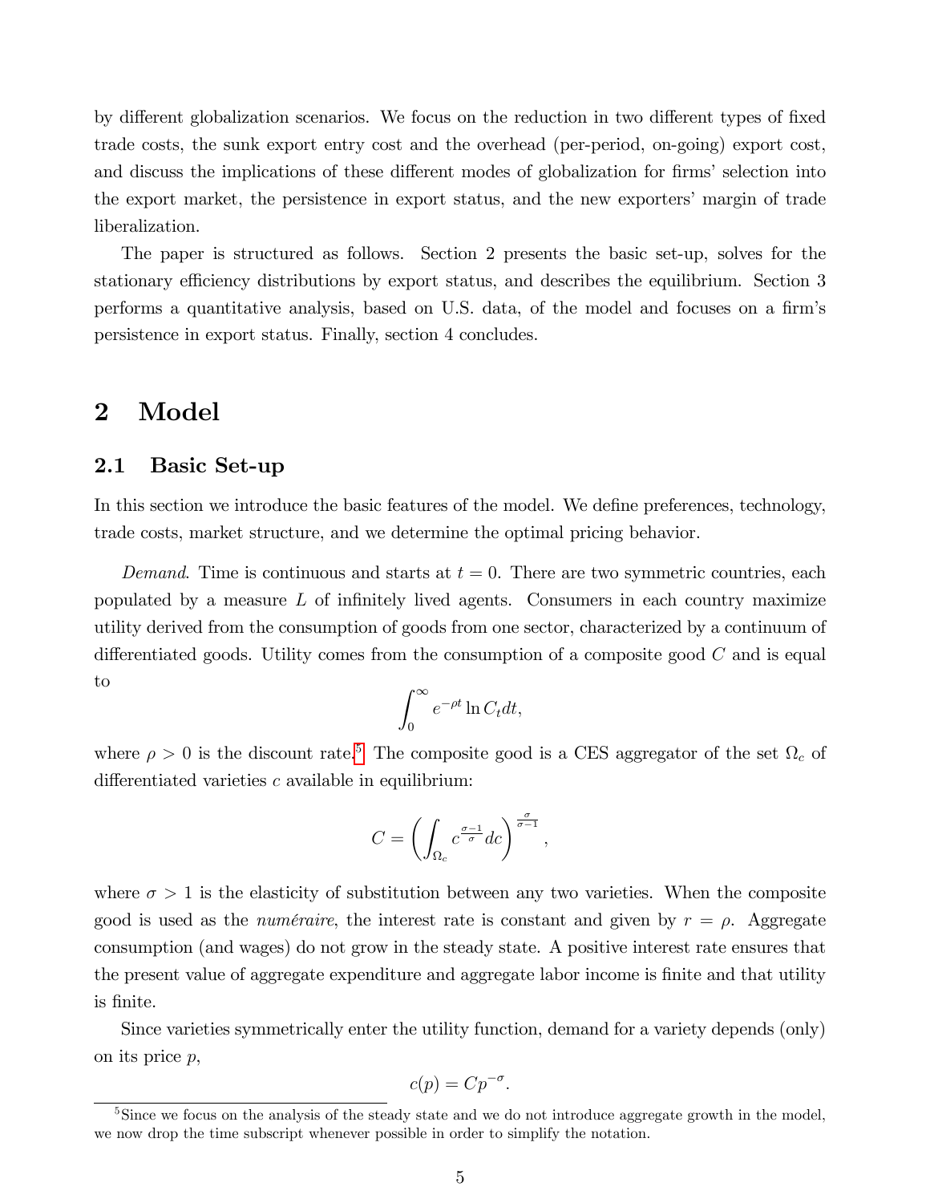by different globalization scenarios. We focus on the reduction in two different types of fixed trade costs, the sunk export entry cost and the overhead (per-period, on-going) export cost, and discuss the implications of these different modes of globalization for firms' selection into the export market, the persistence in export status, and the new exporters' margin of trade liberalization.

The paper is structured as follows. Section 2 presents the basic set-up, solves for the stationary efficiency distributions by export status, and describes the equilibrium. Section 3 performs a quantitative analysis, based on U.S. data, of the model and focuses on a firm's persistence in export status. Finally, section 4 concludes.

# 2 Model

## 2.1 Basic Set-up

In this section we introduce the basic features of the model. We define preferences, technology, trade costs, market structure, and we determine the optimal pricing behavior.

*Demand*. Time is continuous and starts at $t = 0$. There are two symmetric countries, each populated by a measure $L$ of infinitely lived agents. Consumers in each country maximize utility derived from the consumption of goods from one sector, characterized by a continuum of differentiated goods. Utility comes from the consumption of a composite good $C$ and is equal to

$$\int_0^\infty e^{-\rho t} \ln C_t dt,$$

where $\rho > 0$ is the discount rate.[5] The composite good is a CES aggregator of the set $\Omega_c$ of differentiated varieties $c$ available in equilibrium:

$$C = \left( \int_{\Omega_c} c^{\frac{\sigma-1}{\sigma}} dc \right)^{\frac{\sigma}{\sigma-1}},$$

where $\sigma > 1$ is the elasticity of substitution between any two varieties. When the composite good is used as the *numéraire*, the interest rate is constant and given by $r = \rho$. Aggregate consumption (and wages) do not grow in the steady state. A positive interest rate ensures that the present value of aggregate expenditure and aggregate labor income is finite and that utility is finite.

Since varieties symmetrically enter the utility function, demand for a variety depends (only) on its price $p$,

$$c(p) = Cp^{-\sigma}.$$

[5] Since we focus on the analysis of the steady state and we do not introduce aggregate growth in the model, we now drop the time subscript whenever possible in order to simplify the notation.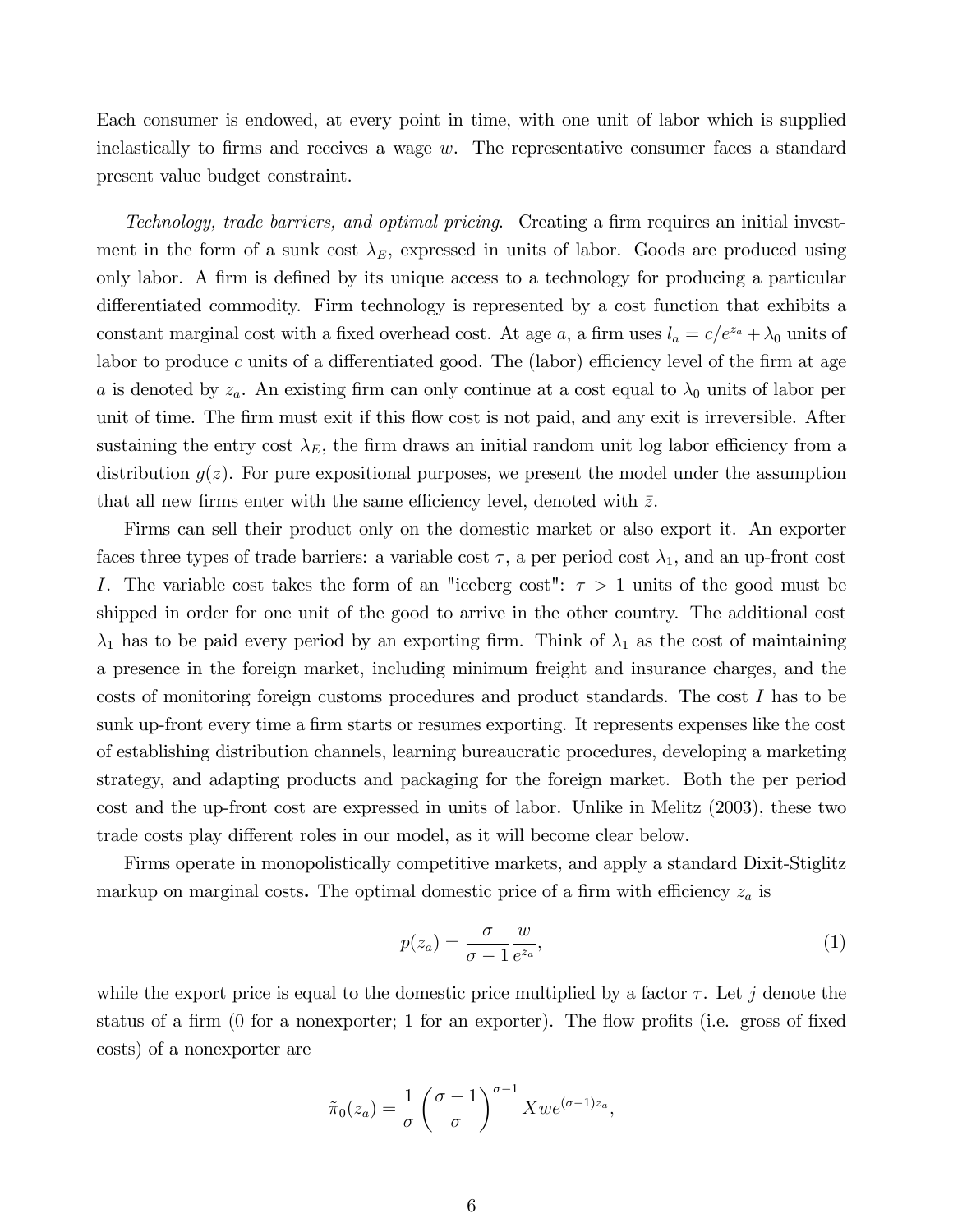Each consumer is endowed, at every point in time, with one unit of labor which is supplied inelastically to firms and receives a wage $w$. The representative consumer faces a standard present value budget constraint.

*Technology, trade barriers, and optimal pricing.* Creating a firm requires an initial investment in the form of a sunk cost $\lambda_E$, expressed in units of labor. Goods are produced using only labor. A firm is defined by its unique access to a technology for producing a particular differentiated commodity. Firm technology is represented by a cost function that exhibits a constant marginal cost with a fixed overhead cost. At age $a$, a firm uses $l_a = c/e^{z_a} + \lambda_0$ units of labor to produce $c$ units of a differentiated good. The (labor) efficiency level of the firm at age $a$ is denoted by $z_a$. An existing firm can only continue at a cost equal to $\lambda_0$ units of labor per unit of time. The firm must exit if this flow cost is not paid, and any exit is irreversible. After sustaining the entry cost $\lambda_E$, the firm draws an initial random unit log labor efficiency from a distribution $g(z)$. For pure expositional purposes, we present the model under the assumption that all new firms enter with the same efficiency level, denoted with $\bar{z}$.

Firms can sell their product only on the domestic market or also export it. An exporter faces three types of trade barriers: a variable cost $\tau$, a per period cost $\lambda_1$, and an up-front cost $I$. The variable cost takes the form of an "iceberg cost": $\tau > 1$ units of the good must be shipped in order for one unit of the good to arrive in the other country. The additional cost $\lambda_1$ has to be paid every period by an exporting firm. Think of $\lambda_1$ as the cost of maintaining a presence in the foreign market, including minimum freight and insurance charges, and the costs of monitoring foreign customs procedures and product standards. The cost $I$ has to be sunk up-front every time a firm starts or resumes exporting. It represents expenses like the cost of establishing distribution channels, learning bureaucratic procedures, developing a marketing strategy, and adapting products and packaging for the foreign market. Both the per period cost and the up-front cost are expressed in units of labor. Unlike in Melitz (2003), these two trade costs play different roles in our model, as it will become clear below.

Firms operate in monopolistically competitive markets, and apply a standard Dixit-Stiglitz markup on marginal costs**.** The optimal domestic price of a firm with efficiency $z_a$ is

$$p(z_a) = \frac{\sigma}{\sigma - 1} \frac{w}{e^{z_a}}, \tag{1}$$

while the export price is equal to the domestic price multiplied by a factor $\tau$. Let $j$ denote the status of a firm (0 for a nonexporter; 1 for an exporter). The flow profits (i.e. gross of fixed costs) of a nonexporter are

$$\tilde{\pi}_0(z_a) = \frac{1}{\sigma} \left( \frac{\sigma - 1}{\sigma} \right)^{\sigma - 1} X w e^{(\sigma - 1) z_a},$$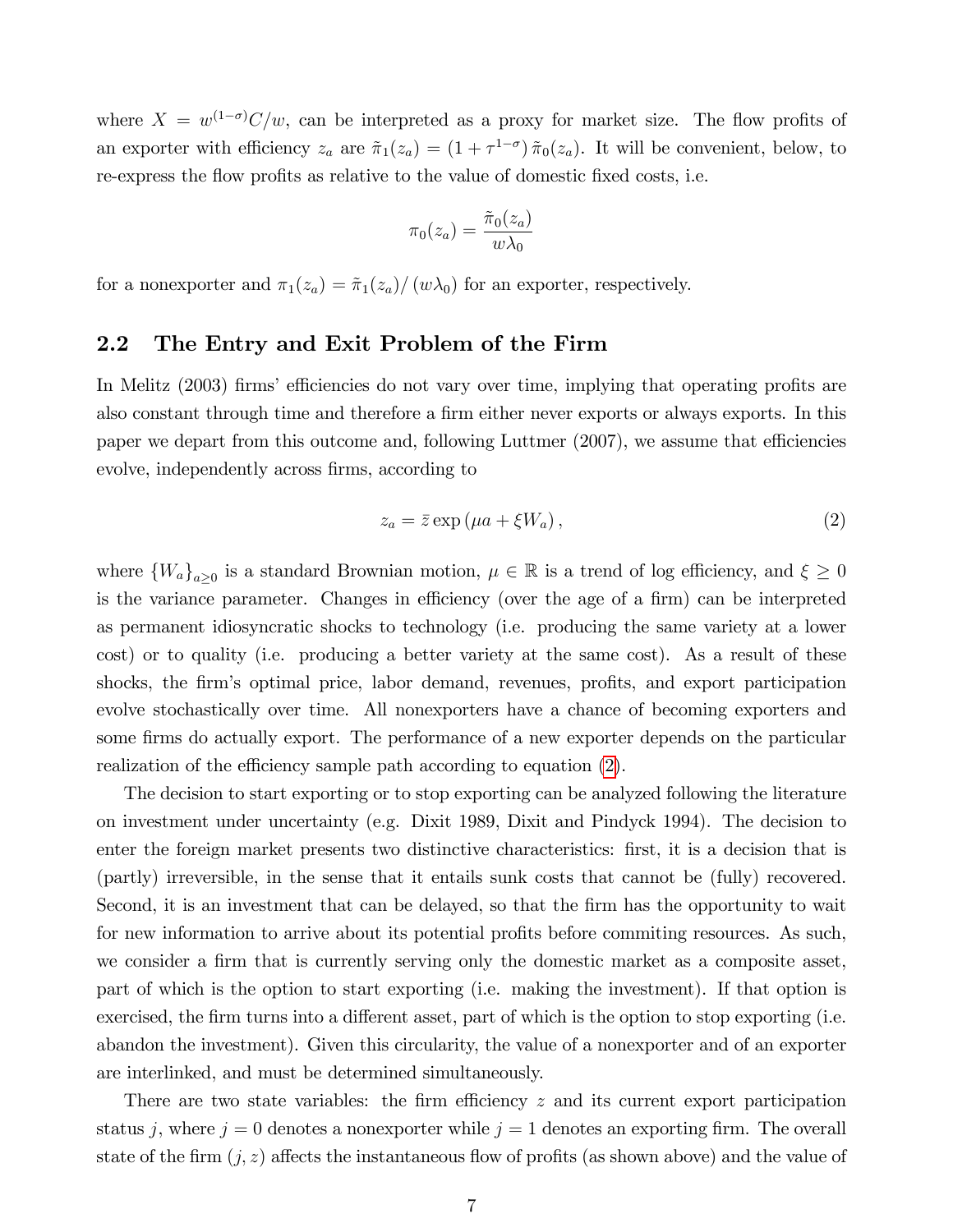where $X = w^{(1-\sigma)}C/w$, can be interpreted as a proxy for market size. The flow profits of an exporter with efficiency $z_a$ are $\tilde{\pi}_1(z_a) = (1 + \tau^{1-\sigma})\,\tilde{\pi}_0(z_a)$. It will be convenient, below, to re-express the flow profits as relative to the value of domestic fixed costs, i.e.

$$\pi_0(z_a) = \frac{\tilde{\pi}_0(z_a)}{w\lambda_0}$$

for a nonexporter and $\pi_1(z_a) = \tilde{\pi}_1(z_a)/\,(w\lambda_0)$ for an exporter, respectively.

## 2.2 The Entry and Exit Problem of the Firm

In Melitz (2003) firms' efficiencies do not vary over time, implying that operating profits are also constant through time and therefore a firm either never exports or always exports. In this paper we depart from this outcome and, following Luttmer (2007), we assume that efficiencies evolve, independently across firms, according to

$$z_a = \bar{z}\exp\left(\mu a + \xi W_a\right), \tag{2}$$

where $\{W_a\}_{a \geq 0}$ is a standard Brownian motion, $\mu \in \mathbb{R}$ is a trend of log efficiency, and $\xi \geq 0$ is the variance parameter. Changes in efficiency (over the age of a firm) can be interpreted as permanent idiosyncratic shocks to technology (i.e. producing the same variety at a lower cost) or to quality (i.e. producing a better variety at the same cost). As a result of these shocks, the firm's optimal price, labor demand, revenues, profits, and export participation evolve stochastically over time. All nonexporters have a chance of becoming exporters and some firms do actually export. The performance of a new exporter depends on the particular realization of the efficiency sample path according to equation (2).

The decision to start exporting or to stop exporting can be analyzed following the literature on investment under uncertainty (e.g. Dixit 1989, Dixit and Pindyck 1994). The decision to enter the foreign market presents two distinctive characteristics: first, it is a decision that is (partly) irreversible, in the sense that it entails sunk costs that cannot be (fully) recovered. Second, it is an investment that can be delayed, so that the firm has the opportunity to wait for new information to arrive about its potential profits before commiting resources. As such, we consider a firm that is currently serving only the domestic market as a composite asset, part of which is the option to start exporting (i.e. making the investment). If that option is exercised, the firm turns into a different asset, part of which is the option to stop exporting (i.e. abandon the investment). Given this circularity, the value of a nonexporter and of an exporter are interlinked, and must be determined simultaneously.

There are two state variables: the firm efficiency $z$ and its current export participation status $j$, where $j = 0$ denotes a nonexporter while $j = 1$ denotes an exporting firm. The overall state of the firm $(j, z)$ affects the instantaneous flow of profits (as shown above) and the value of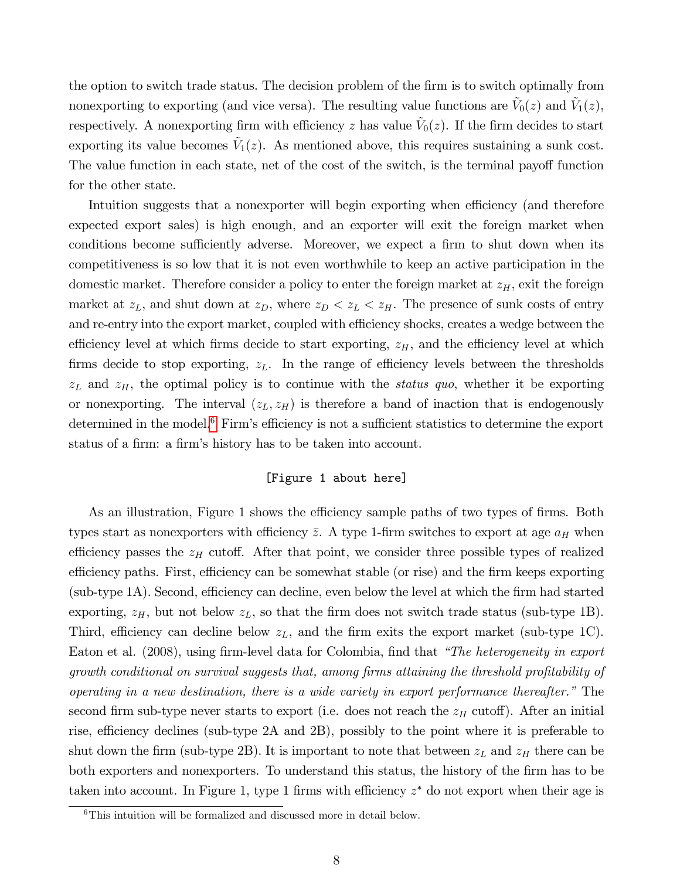the option to switch trade status. The decision problem of the firm is to switch optimally from nonexporting to exporting (and vice versa). The resulting value functions are $\tilde{V}_0(z)$ and $\tilde{V}_1(z)$, respectively. A nonexporting firm with efficiency $z$ has value $\tilde{V}_0(z)$. If the firm decides to start exporting its value becomes $\tilde{V}_1(z)$. As mentioned above, this requires sustaining a sunk cost. The value function in each state, net of the cost of the switch, is the terminal payoff function for the other state.

Intuition suggests that a nonexporter will begin exporting when efficiency (and therefore expected export sales) is high enough, and an exporter will exit the foreign market when conditions become sufficiently adverse. Moreover, we expect a firm to shut down when its competitiveness is so low that it is not even worthwhile to keep an active participation in the domestic market. Therefore consider a policy to enter the foreign market at $z_H$, exit the foreign market at $z_L$, and shut down at $z_D$, where $z_D < z_L < z_H$. The presence of sunk costs of entry and re-entry into the export market, coupled with efficiency shocks, creates a wedge between the efficiency level at which firms decide to start exporting, $z_H$, and the efficiency level at which firms decide to stop exporting, $z_L$. In the range of efficiency levels between the thresholds $z_L$ and $z_H$, the optimal policy is to continue with the *status quo*, whether it be exporting or nonexporting. The interval $(z_L, z_H)$ is therefore a band of inaction that is endogenously determined in the model.[6] Firm's efficiency is not a sufficient statistics to determine the export status of a firm: a firm's history has to be taken into account.

[Figure 1 about here]

As an illustration, Figure 1 shows the efficiency sample paths of two types of firms. Both types start as nonexporters with efficiency $\bar{z}$. A type 1-firm switches to export at age $a_H$ when efficiency passes the $z_H$ cutoff. After that point, we consider three possible types of realized efficiency paths. First, efficiency can be somewhat stable (or rise) and the firm keeps exporting (sub-type 1A). Second, efficiency can decline, even below the level at which the firm had started exporting, $z_H$, but not below $z_L$, so that the firm does not switch trade status (sub-type 1B). Third, efficiency can decline below $z_L$, and the firm exits the export market (sub-type 1C). Eaton et al. (2008), using firm-level data for Colombia, find that *"The heterogeneity in export growth conditional on survival suggests that, among firms attaining the threshold profitability of operating in a new destination, there is a wide variety in export performance thereafter."* The second firm sub-type never starts to export (i.e. does not reach the $z_H$ cutoff). After an initial rise, efficiency declines (sub-type 2A and 2B), possibly to the point where it is preferable to shut down the firm (sub-type 2B). It is important to note that between $z_L$ and $z_H$ there can be both exporters and nonexporters. To understand this status, the history of the firm has to be taken into account. In Figure 1, type 1 firms with efficiency $z^*$ do not export when their age is

[6] This intuition will be formalized and discussed more in detail below.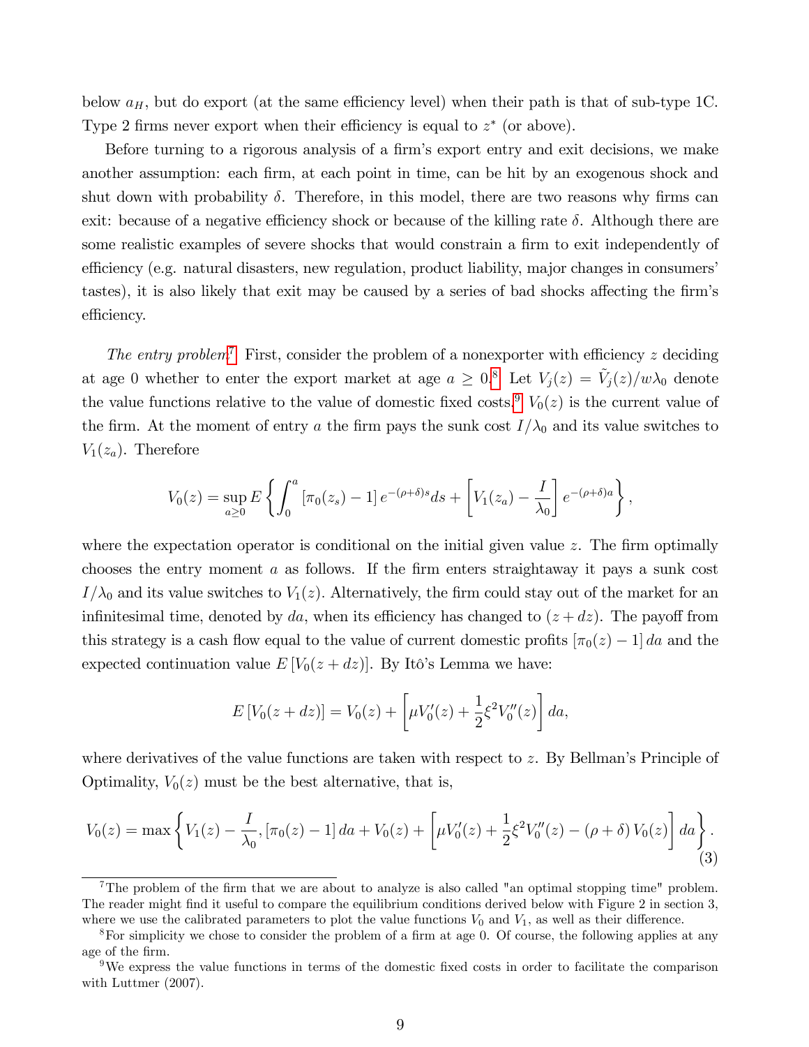below $a_H$, but do export (at the same efficiency level) when their path is that of sub-type 1C. Type 2 firms never export when their efficiency is equal to $z^*$ (or above).

Before turning to a rigorous analysis of a firm's export entry and exit decisions, we make another assumption: each firm, at each point in time, can be hit by an exogenous shock and shut down with probability $\delta$. Therefore, in this model, there are two reasons why firms can exit: because of a negative efficiency shock or because of the killing rate $\delta$. Although there are some realistic examples of severe shocks that would constrain a firm to exit independently of efficiency (e.g. natural disasters, new regulation, product liability, major changes in consumers' tastes), it is also likely that exit may be caused by a series of bad shocks affecting the firm's efficiency.

*The entry problem*[7] First, consider the problem of a nonexporter with efficiency $z$ deciding at age 0 whether to enter the export market at age $a \geq 0$.[8] Let $V_j(z) = \tilde{V}_j(z)/w\lambda_0$ denote the value functions relative to the value of domestic fixed costs.[9] $V_0(z)$ is the current value of the firm. At the moment of entry $a$ the firm pays the sunk cost $I/\lambda_0$ and its value switches to $V_1(z_a)$. Therefore

$$V_0(z) = \sup_{a \geq 0} E\left\{\int_0^a \left[\pi_0(z_s) - 1\right] e^{-(\rho+\delta)s} ds + \left[V_1(z_a) - \frac{I}{\lambda_0}\right] e^{-(\rho+\delta)a}\right\},$$

where the expectation operator is conditional on the initial given value $z$. The firm optimally chooses the entry moment $a$ as follows. If the firm enters straightaway it pays a sunk cost $I/\lambda_0$ and its value switches to $V_1(z)$. Alternatively, the firm could stay out of the market for an infinitesimal time, denoted by $da$, when its efficiency has changed to $(z + dz)$. The payoff from this strategy is a cash flow equal to the value of current domestic profits $[\pi_0(z) - 1]\, da$ and the expected continuation value $E[V_0(z + dz)]$. By Itô's Lemma we have:

$$E\left[V_0(z + dz)\right] = V_0(z) + \left[\mu V_0'(z) + \frac{1}{2}\xi^2 V_0''(z)\right] da,$$

where derivatives of the value functions are taken with respect to $z$. By Bellman's Principle of Optimality, $V_0(z)$ must be the best alternative, that is,

$$V_0(z) = \max\left\{V_1(z) - \frac{I}{\lambda_0}, \left[\pi_0(z) - 1\right] da + V_0(z) + \left[\mu V_0'(z) + \frac{1}{2}\xi^2 V_0''(z) - (\rho + \delta)\, V_0(z)\right] da\right\}. \tag{3}$$

[7] The problem of the firm that we are about to analyze is also called "an optimal stopping time" problem. The reader might find it useful to compare the equilibrium conditions derived below with Figure 2 in section 3, where we use the calibrated parameters to plot the value functions $V_0$ and $V_1$, as well as their difference.

[8] For simplicity we chose to consider the problem of a firm at age 0. Of course, the following applies at any age of the firm.

[9] We express the value functions in terms of the domestic fixed costs in order to facilitate the comparison with Luttmer (2007).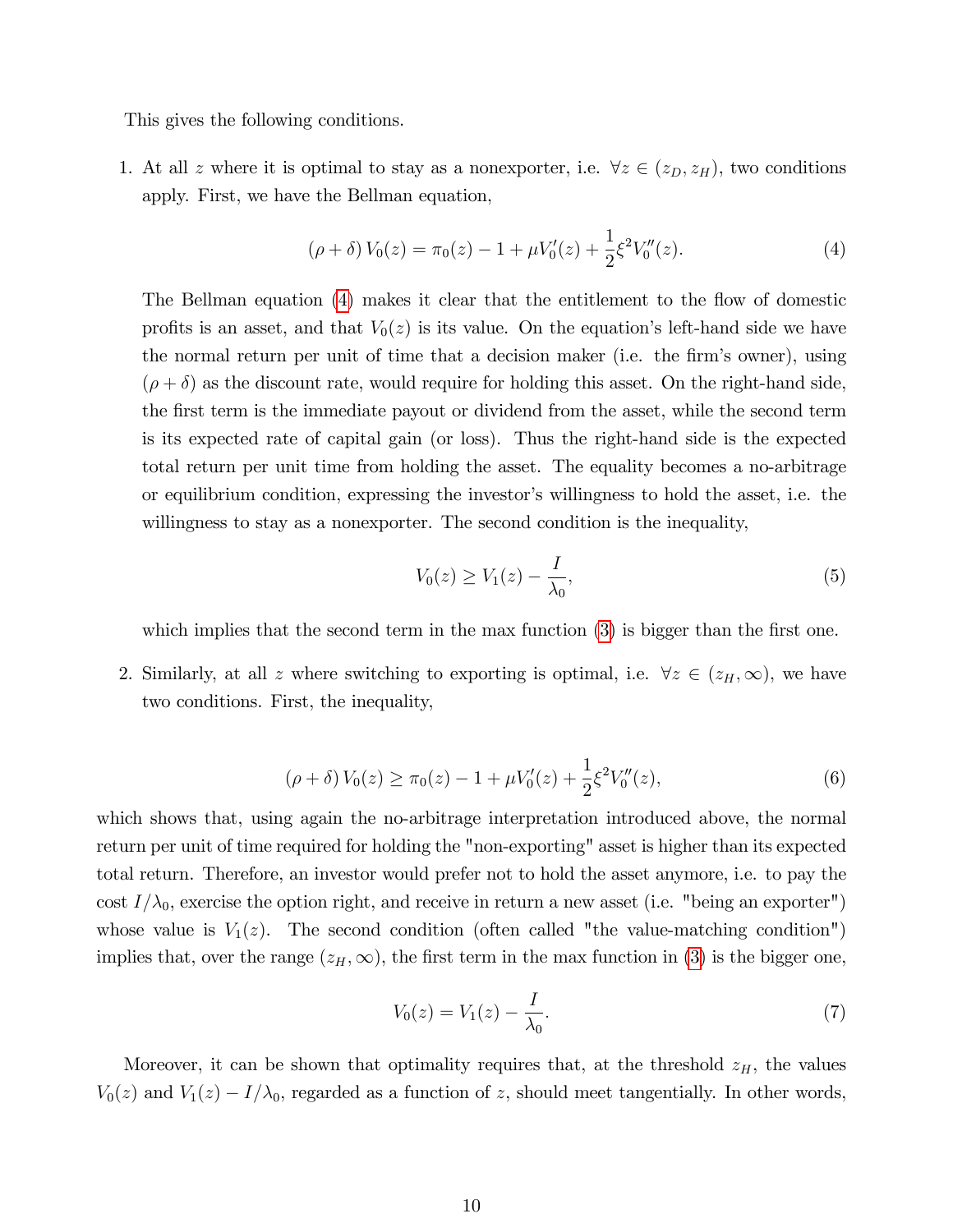This gives the following conditions.

1. At all $z$ where it is optimal to stay as a nonexporter, i.e. $\forall z \in (z_D, z_H)$, two conditions apply. First, we have the Bellman equation,

$$(\rho + \delta) V_0(z) = \pi_0(z) - 1 + \mu V_0'(z) + \frac{1}{2}\xi^2 V_0''(z). \tag{4}$$

   The Bellman equation (4) makes it clear that the entitlement to the flow of domestic profits is an asset, and that $V_0(z)$ is its value. On the equation's left-hand side we have the normal return per unit of time that a decision maker (i.e. the firm's owner), using $(\rho + \delta)$ as the discount rate, would require for holding this asset. On the right-hand side, the first term is the immediate payout or dividend from the asset, while the second term is its expected rate of capital gain (or loss). Thus the right-hand side is the expected total return per unit time from holding the asset. The equality becomes a no-arbitrage or equilibrium condition, expressing the investor's willingness to hold the asset, i.e. the willingness to stay as a nonexporter. The second condition is the inequality,

$$V_0(z) \geq V_1(z) - \frac{I}{\lambda_0}, \tag{5}$$

   which implies that the second term in the max function (3) is bigger than the first one.

2. Similarly, at all $z$ where switching to exporting is optimal, i.e. $\forall z \in (z_H, \infty)$, we have two conditions. First, the inequality,

$$(\rho + \delta) V_0(z) \geq \pi_0(z) - 1 + \mu V_0'(z) + \frac{1}{2}\xi^2 V_0''(z), \tag{6}$$

which shows that, using again the no-arbitrage interpretation introduced above, the normal return per unit of time required for holding the "non-exporting" asset is higher than its expected total return. Therefore, an investor would prefer not to hold the asset anymore, i.e. to pay the cost $I/\lambda_0$, exercise the option right, and receive in return a new asset (i.e. "being an exporter") whose value is $V_1(z)$. The second condition (often called "the value-matching condition") implies that, over the range $(z_H, \infty)$, the first term in the max function in (3) is the bigger one,

$$V_0(z) = V_1(z) - \frac{I}{\lambda_0}. \tag{7}$$

Moreover, it can be shown that optimality requires that, at the threshold $z_H$, the values $V_0(z)$ and $V_1(z) - I/\lambda_0$, regarded as a function of $z$, should meet tangentially. In other words,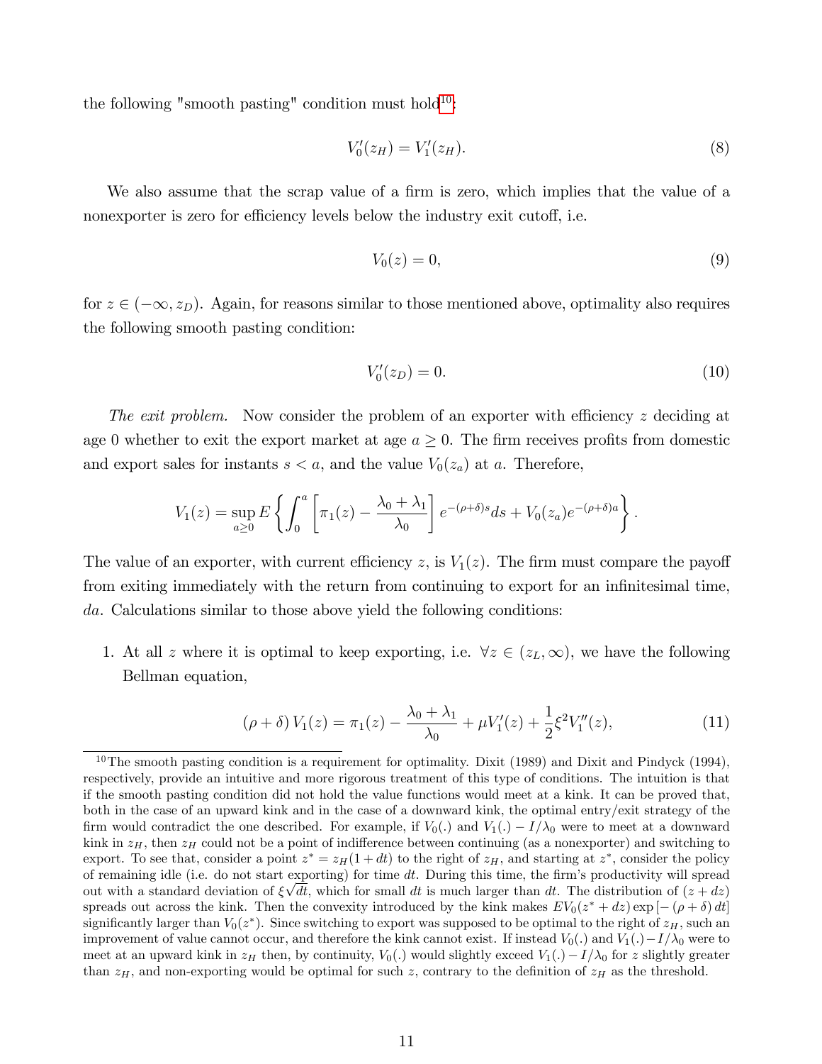the following "smooth pasting" condition must hold[10]:

$$V_0'(z_H) = V_1'(z_H). \tag{8}$$

We also assume that the scrap value of a firm is zero, which implies that the value of a nonexporter is zero for efficiency levels below the industry exit cutoff, i.e.

$$V_0(z) = 0, \tag{9}$$

for $z \in (-\infty, z_D)$. Again, for reasons similar to those mentioned above, optimality also requires the following smooth pasting condition:

$$V_0'(z_D) = 0. \tag{10}$$

*The exit problem.* Now consider the problem of an exporter with efficiency $z$ deciding at age 0 whether to exit the export market at age $a \geq 0$. The firm receives profits from domestic and export sales for instants $s < a$, and the value $V_0(z_a)$ at $a$. Therefore,

$$V_1(z) = \sup_{a \geq 0} E\left\{ \int_0^a \left[ \pi_1(z) - \frac{\lambda_0 + \lambda_1}{\lambda_0} \right] e^{-(\rho+\delta)s} ds + V_0(z_a) e^{-(\rho+\delta)a} \right\}.$$

The value of an exporter, with current efficiency $z$, is $V_1(z)$. The firm must compare the payoff from exiting immediately with the return from continuing to export for an infinitesimal time, $da$. Calculations similar to those above yield the following conditions:

1. At all $z$ where it is optimal to keep exporting, i.e. $\forall z \in (z_L, \infty)$, we have the following Bellman equation,

$$(\rho + \delta) V_1(z) = \pi_1(z) - \frac{\lambda_0 + \lambda_1}{\lambda_0} + \mu V_1'(z) + \frac{1}{2}\xi^2 V_1''(z), \tag{11}$$

[10] The smooth pasting condition is a requirement for optimality. Dixit (1989) and Dixit and Pindyck (1994), respectively, provide an intuitive and more rigorous treatment of this type of conditions. The intuition is that if the smooth pasting condition did not hold the value functions would meet at a kink. It can be proved that, both in the case of an upward kink and in the case of a downward kink, the optimal entry/exit strategy of the firm would contradict the one described. For example, if $V_0(.)$ and $V_1(.) - I/\lambda_0$ were to meet at a downward kink in $z_H$, then $z_H$ could not be a point of indifference between continuing (as a nonexporter) and switching to export. To see that, consider a point $z^* = z_H(1 + dt)$ to the right of $z_H$, and starting at $z^*$, consider the policy of remaining idle (i.e. do not start exporting) for time $dt$. During this time, the firm's productivity will spread out with a standard deviation of $\xi\sqrt{dt}$, which for small $dt$ is much larger than $dt$. The distribution of $(z + dz)$ spreads out across the kink. Then the convexity introduced by the kink makes $EV_0(z^* + dz)\exp[-(\rho + \delta) dt]$ significantly larger than $V_0(z^*)$. Since switching to export was supposed to be optimal to the right of $z_H$, such an improvement of value cannot occur, and therefore the kink cannot exist. If instead $V_0(.)$ and $V_1(.) - I/\lambda_0$ were to meet at an upward kink in $z_H$ then, by continuity, $V_0(.)$ would slightly exceed $V_1(.) - I/\lambda_0$ for $z$ slightly greater than $z_H$, and non-exporting would be optimal for such $z$, contrary to the definition of $z_H$ as the threshold.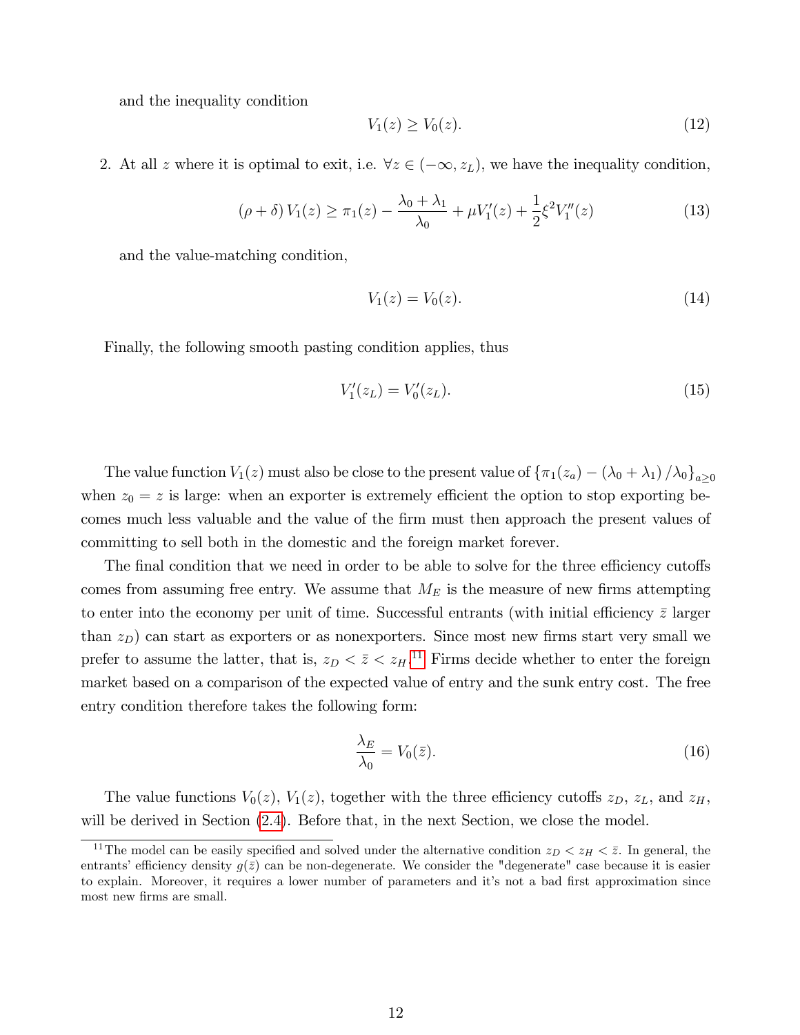and the inequality condition

$$V_1(z) \geq V_0(z). \tag{12}$$

2. At all $z$ where it is optimal to exit, i.e. $\forall z \in (-\infty, z_L)$, we have the inequality condition,

$$(\rho + \delta) V_1(z) \geq \pi_1(z) - \frac{\lambda_0 + \lambda_1}{\lambda_0} + \mu V_1'(z) + \frac{1}{2}\xi^2 V_1''(z) \tag{13}$$

and the value-matching condition,

$$V_1(z) = V_0(z). \tag{14}$$

Finally, the following smooth pasting condition applies, thus

$$V_1'(z_L) = V_0'(z_L). \tag{15}$$

The value function $V_1(z)$ must also be close to the present value of $\{\pi_1(z_a) - (\lambda_0 + \lambda_1)/\lambda_0\}_{a \geq 0}$ when $z_0 = z$ is large: when an exporter is extremely efficient the option to stop exporting becomes much less valuable and the value of the firm must then approach the present values of committing to sell both in the domestic and the foreign market forever.

The final condition that we need in order to be able to solve for the three efficiency cutoffs comes from assuming free entry. We assume that $M_E$ is the measure of new firms attempting to enter into the economy per unit of time. Successful entrants (with initial efficiency $\bar{z}$ larger than $z_D$) can start as exporters or as nonexporters. Since most new firms start very small we prefer to assume the latter, that is, $z_D < \bar{z} < z_H$.[11] Firms decide whether to enter the foreign market based on a comparison of the expected value of entry and the sunk entry cost. The free entry condition therefore takes the following form:

$$\frac{\lambda_E}{\lambda_0} = V_0(\bar{z}). \tag{16}$$

The value functions $V_0(z)$, $V_1(z)$, together with the three efficiency cutoffs $z_D$, $z_L$, and $z_H$, will be derived in Section (2.4). Before that, in the next Section, we close the model.

[11] The model can be easily specified and solved under the alternative condition $z_D < z_H < \bar{z}$. In general, the entrants' efficiency density $g(\bar{z})$ can be non-degenerate. We consider the "degenerate" case because it is easier to explain. Moreover, it requires a lower number of parameters and it's not a bad first approximation since most new firms are small.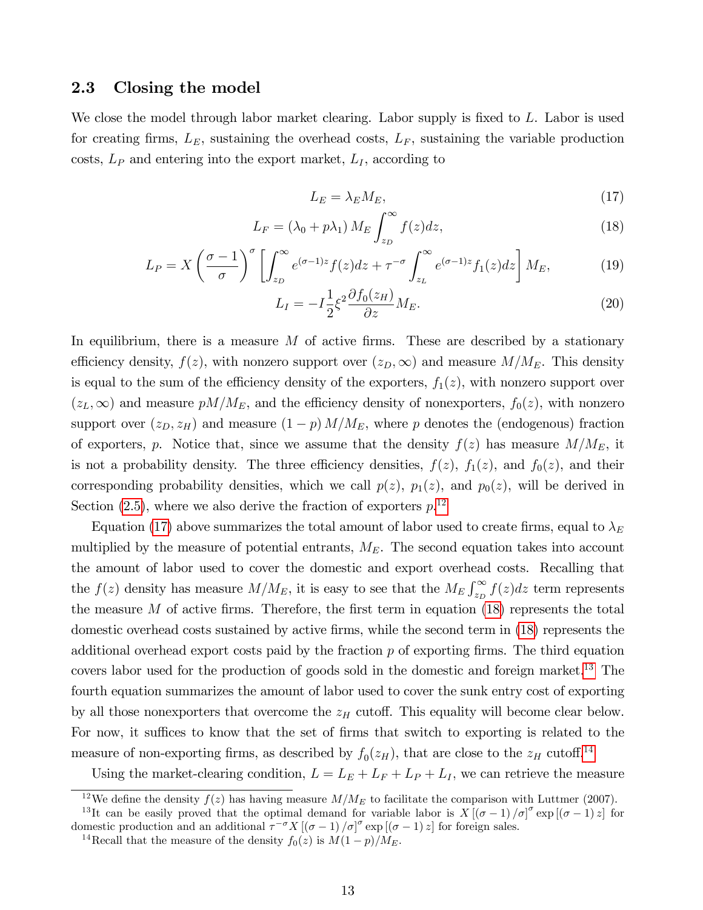## 2.3 Closing the model

We close the model through labor market clearing. Labor supply is fixed to $L$. Labor is used for creating firms, $L_E$, sustaining the overhead costs, $L_F$, sustaining the variable production costs, $L_P$ and entering into the export market, $L_I$, according to

$$L_E = \lambda_E M_E, \tag{17}$$

$$L_F = (\lambda_0 + p\lambda_1) M_E \int_{z_D}^{\infty} f(z)dz, \tag{18}$$

$$L_P = X\left(\frac{\sigma-1}{\sigma}\right)^{\sigma}\left[\int_{z_D}^{\infty} e^{(\sigma-1)z} f(z)dz + \tau^{-\sigma}\int_{z_L}^{\infty} e^{(\sigma-1)z} f_1(z)dz\right] M_E, \tag{19}$$

$$L_I = -I\frac{1}{2}\xi^2 \frac{\partial f_0(z_H)}{\partial z} M_E. \tag{20}$$

In equilibrium, there is a measure $M$ of active firms. These are described by a stationary efficiency density, $f(z)$, with nonzero support over $(z_D, \infty)$ and measure $M/M_E$. This density is equal to the sum of the efficiency density of the exporters, $f_1(z)$, with nonzero support over $(z_L, \infty)$ and measure $pM/M_E$, and the efficiency density of nonexporters, $f_0(z)$, with nonzero support over $(z_D, z_H)$ and measure $(1-p)M/M_E$, where $p$ denotes the (endogenous) fraction of exporters, $p$. Notice that, since we assume that the density $f(z)$ has measure $M/M_E$, it is not a probability density. The three efficiency densities, $f(z)$, $f_1(z)$, and $f_0(z)$, and their corresponding probability densities, which we call $p(z)$, $p_1(z)$, and $p_0(z)$, will be derived in Section (2.5), where we also derive the fraction of exporters $p$.[12]

Equation (17) above summarizes the total amount of labor used to create firms, equal to $\lambda_E$ multiplied by the measure of potential entrants, $M_E$. The second equation takes into account the amount of labor used to cover the domestic and export overhead costs. Recalling that the $f(z)$ density has measure $M/M_E$, it is easy to see that the $M_E \int_{z_D}^{\infty} f(z)dz$ term represents the measure $M$ of active firms. Therefore, the first term in equation (18) represents the total domestic overhead costs sustained by active firms, while the second term in (18) represents the additional overhead export costs paid by the fraction $p$ of exporting firms. The third equation covers labor used for the production of goods sold in the domestic and foreign market.[13] The fourth equation summarizes the amount of labor used to cover the sunk entry cost of exporting by all those nonexporters that overcome the $z_H$ cutoff. This equality will become clear below. For now, it suffices to know that the set of firms that switch to exporting is related to the measure of non-exporting firms, as described by $f_0(z_H)$, that are close to the $z_H$ cutoff.[14]

Using the market-clearing condition, $L = L_E + L_F + L_P + L_I$, we can retrieve the measure

[12] We define the density $f(z)$ has having measure $M/M_E$ to facilitate the comparison with Luttmer (2007).

[13] It can be easily proved that the optimal demand for variable labor is $X[(\sigma-1)/\sigma]^{\sigma}\exp[(\sigma-1)z]$ for domestic production and an additional $\tau^{-\sigma}X[(\sigma-1)/\sigma]^{\sigma}\exp[(\sigma-1)z]$ for foreign sales.

[14] Recall that the measure of the density $f_0(z)$ is $M(1-p)/M_E$.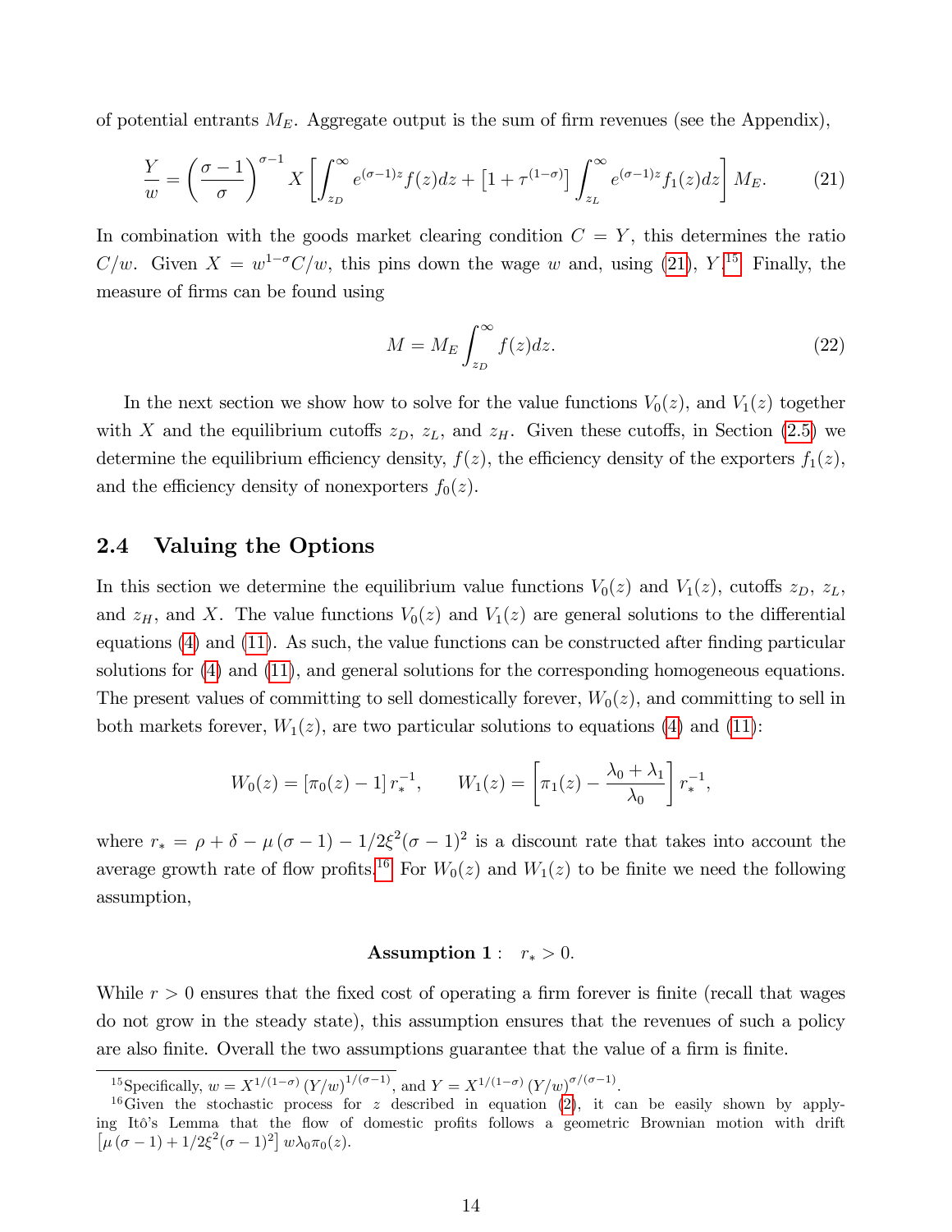of potential entrants $M_E$. Aggregate output is the sum of firm revenues (see the Appendix),

$$\frac{Y}{w} = \left(\frac{\sigma - 1}{\sigma}\right)^{\sigma - 1} X \left[\int_{z_D}^{\infty} e^{(\sigma-1)z} f(z) dz + \left[1 + \tau^{(1-\sigma)}\right] \int_{z_L}^{\infty} e^{(\sigma-1)z} f_1(z) dz\right] M_E. \tag{21}$$

In combination with the goods market clearing condition $C = Y$, this determines the ratio $C/w$. Given $X = w^{1-\sigma} C/w$, this pins down the wage $w$ and, using (21), $Y$.[15] Finally, the measure of firms can be found using

$$M = M_E \int_{z_D}^{\infty} f(z) dz. \tag{22}$$

In the next section we show how to solve for the value functions $V_0(z)$, and $V_1(z)$ together with $X$ and the equilibrium cutoffs $z_D$, $z_L$, and $z_H$. Given these cutoffs, in Section (2.5) we determine the equilibrium efficiency density, $f(z)$, the efficiency density of the exporters $f_1(z)$, and the efficiency density of nonexporters $f_0(z)$.

## 2.4 Valuing the Options

In this section we determine the equilibrium value functions $V_0(z)$ and $V_1(z)$, cutoffs $z_D$, $z_L$, and $z_H$, and $X$. The value functions $V_0(z)$ and $V_1(z)$ are general solutions to the differential equations (4) and (11). As such, the value functions can be constructed after finding particular solutions for (4) and (11), and general solutions for the corresponding homogeneous equations. The present values of committing to sell domestically forever, $W_0(z)$, and committing to sell in both markets forever, $W_1(z)$, are two particular solutions to equations (4) and (11):

$$W_0(z) = \left[\pi_0(z) - 1\right] r_*^{-1}, \qquad W_1(z) = \left[\pi_1(z) - \frac{\lambda_0 + \lambda_1}{\lambda_0}\right] r_*^{-1},$$

where $r_* = \rho + \delta - \mu(\sigma - 1) - 1/2\xi^2(\sigma - 1)^2$ is a discount rate that takes into account the average growth rate of flow profits.[16] For $W_0(z)$ and $W_1(z)$ to be finite we need the following assumption,

$$\textbf{Assumption 1}: \quad r_* > 0.$$

While $r > 0$ ensures that the fixed cost of operating a firm forever is finite (recall that wages do not grow in the steady state), this assumption ensures that the revenues of such a policy are also finite. Overall the two assumptions guarantee that the value of a firm is finite.

---

[15] Specifically, $w = X^{1/(1-\sigma)} \left(Y/w\right)^{1/(\sigma-1)}$, and $Y = X^{1/(1-\sigma)} \left(Y/w\right)^{\sigma/(\sigma-1)}$.

[16] Given the stochastic process for $z$ described in equation (2), it can be easily shown by applying Itô's Lemma that the flow of domestic profits follows a geometric Brownian motion with drift $\left[\mu(\sigma - 1) + 1/2\xi^2(\sigma - 1)^2\right] w\lambda_0\pi_0(z)$.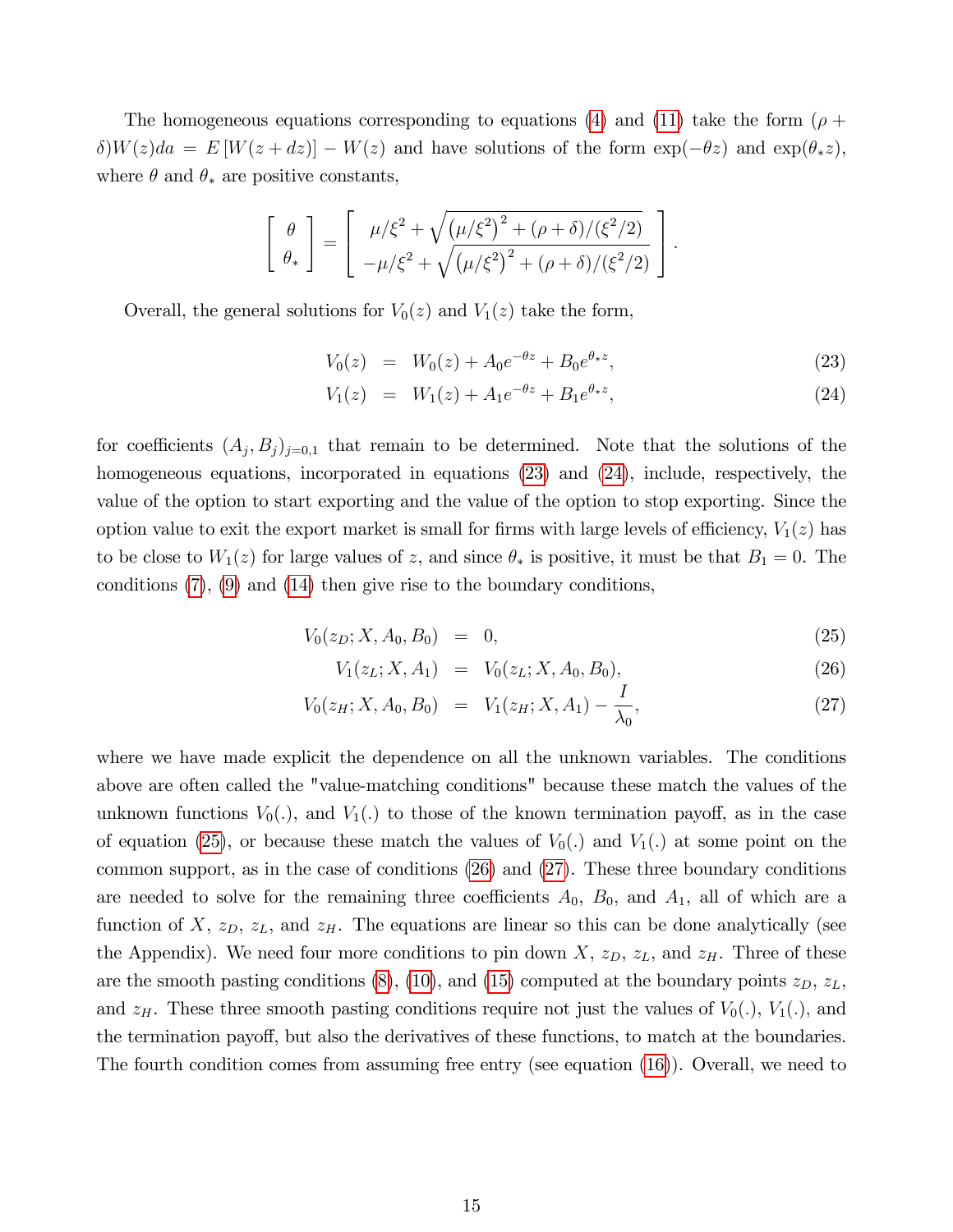The homogeneous equations corresponding to equations (4) and (11) take the form $(\rho + \delta)W(z)da = E[W(z+dz)] - W(z)$ and have solutions of the form $\exp(-\theta z)$ and $\exp(\theta_* z)$, where $\theta$ and $\theta_*$ are positive constants,

$$\left[ \begin{array}{c} \theta \\ \theta_* \end{array} \right] = \left[ \begin{array}{c} \mu/\xi^2 + \sqrt{\left(\mu/\xi^2\right)^2 + (\rho+\delta)/(\xi^2/2)} \\ -\mu/\xi^2 + \sqrt{\left(\mu/\xi^2\right)^2 + (\rho+\delta)/(\xi^2/2)} \end{array} \right].$$

Overall, the general solutions for $V_0(z)$ and $V_1(z)$ take the form,

$$V_0(z) = W_0(z) + A_0 e^{-\theta z} + B_0 e^{\theta_* z}, \tag{23}$$

$$V_1(z) = W_1(z) + A_1 e^{-\theta z} + B_1 e^{\theta_* z}, \tag{24}$$

for coefficients $(A_j, B_j)_{j=0,1}$ that remain to be determined. Note that the solutions of the homogeneous equations, incorporated in equations (23) and (24), include, respectively, the value of the option to start exporting and the value of the option to stop exporting. Since the option value to exit the export market is small for firms with large levels of efficiency, $V_1(z)$ has to be close to $W_1(z)$ for large values of $z$, and since $\theta_*$ is positive, it must be that $B_1 = 0$. The conditions (7), (9) and (14) then give rise to the boundary conditions,

$$V_0(z_D; X, A_0, B_0) = 0, \tag{25}$$

$$V_1(z_L; X, A_1) = V_0(z_L; X, A_0, B_0), \tag{26}$$

$$V_0(z_H; X, A_0, B_0) = V_1(z_H; X, A_1) - \frac{I}{\lambda_0}, \tag{27}$$

where we have made explicit the dependence on all the unknown variables. The conditions above are often called the "value-matching conditions" because these match the values of the unknown functions $V_0(.)$, and $V_1(.)$ to those of the known termination payoff, as in the case of equation (25), or because these match the values of $V_0(.)$ and $V_1(.)$ at some point on the common support, as in the case of conditions (26) and (27). These three boundary conditions are needed to solve for the remaining three coefficients $A_0$, $B_0$, and $A_1$, all of which are a function of $X$, $z_D$, $z_L$, and $z_H$. The equations are linear so this can be done analytically (see the Appendix). We need four more conditions to pin down $X$, $z_D$, $z_L$, and $z_H$. Three of these are the smooth pasting conditions (8), (10), and (15) computed at the boundary points $z_D$, $z_L$, and $z_H$. These three smooth pasting conditions require not just the values of $V_0(.)$, $V_1(.)$, and the termination payoff, but also the derivatives of these functions, to match at the boundaries. The fourth condition comes from assuming free entry (see equation (16)). Overall, we need to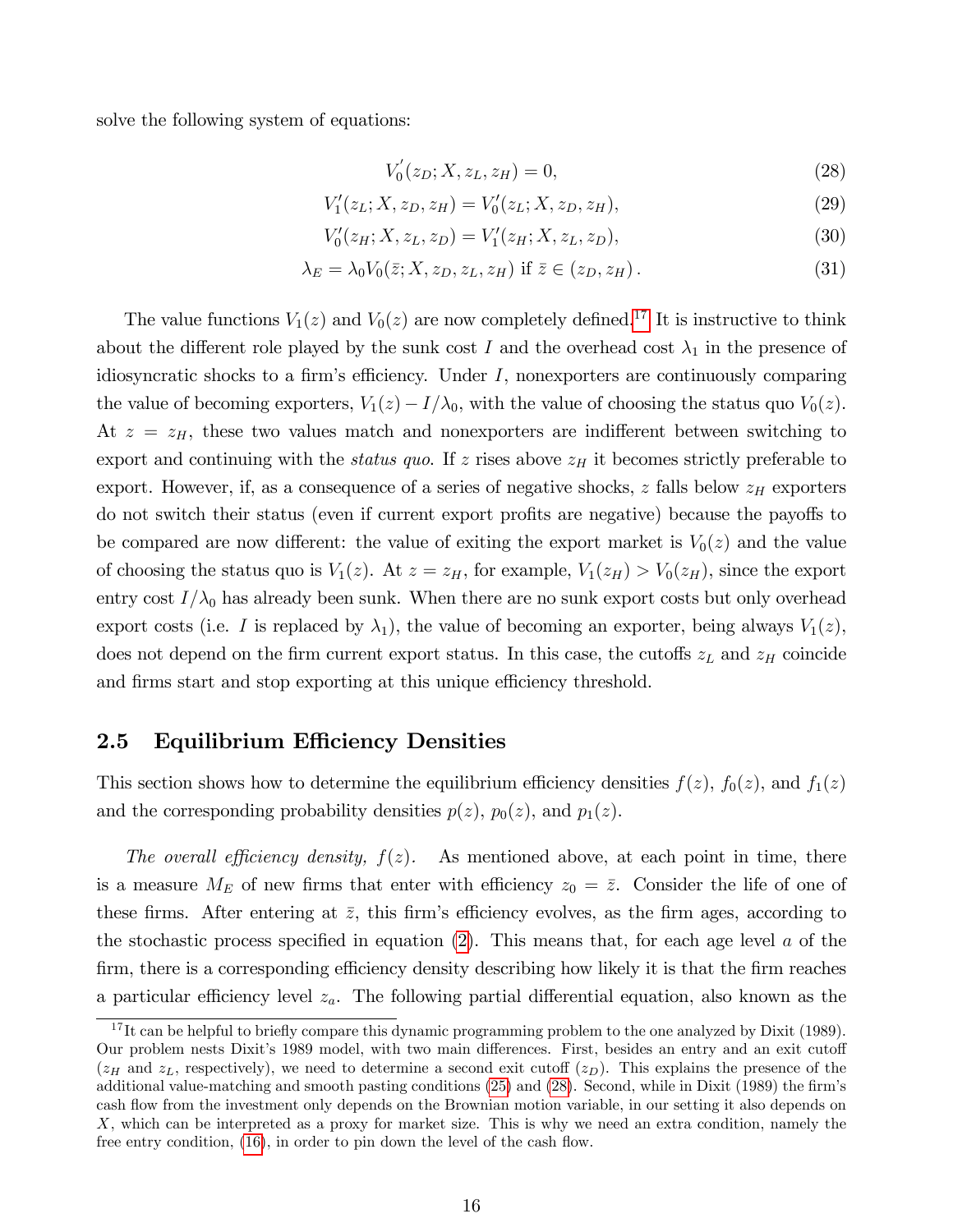solve the following system of equations:

$$V_0'(z_D; X, z_L, z_H) = 0, \tag{28}$$

$$V_1'(z_L; X, z_D, z_H) = V_0'(z_L; X, z_D, z_H), \tag{29}$$

$$V_0'(z_H; X, z_L, z_D) = V_1'(z_H; X, z_L, z_D), \tag{30}$$

$$\lambda_E = \lambda_0 V_0(\bar{z}; X, z_D, z_L, z_H) \text{ if } \bar{z} \in (z_D, z_H). \tag{31}$$

The value functions $V_1(z)$ and $V_0(z)$ are now completely defined.[17] It is instructive to think about the different role played by the sunk cost $I$ and the overhead cost $\lambda_1$ in the presence of idiosyncratic shocks to a firm's efficiency. Under $I$, nonexporters are continuously comparing the value of becoming exporters, $V_1(z) - I/\lambda_0$, with the value of choosing the status quo $V_0(z)$. At $z = z_H$, these two values match and nonexporters are indifferent between switching to export and continuing with the *status quo*. If $z$ rises above $z_H$ it becomes strictly preferable to export. However, if, as a consequence of a series of negative shocks, $z$ falls below $z_H$ exporters do not switch their status (even if current export profits are negative) because the payoffs to be compared are now different: the value of exiting the export market is $V_0(z)$ and the value of choosing the status quo is $V_1(z)$. At $z = z_H$, for example, $V_1(z_H) > V_0(z_H)$, since the export entry cost $I/\lambda_0$ has already been sunk. When there are no sunk export costs but only overhead export costs (i.e. $I$ is replaced by $\lambda_1$), the value of becoming an exporter, being always $V_1(z)$, does not depend on the firm current export status. In this case, the cutoffs $z_L$ and $z_H$ coincide and firms start and stop exporting at this unique efficiency threshold.

## 2.5 Equilibrium Efficiency Densities

This section shows how to determine the equilibrium efficiency densities $f(z)$, $f_0(z)$, and $f_1(z)$ and the corresponding probability densities $p(z)$, $p_0(z)$, and $p_1(z)$.

*The overall efficiency density, $f(z)$.* As mentioned above, at each point in time, there is a measure $M_E$ of new firms that enter with efficiency $z_0 = \bar{z}$. Consider the life of one of these firms. After entering at $\bar{z}$, this firm's efficiency evolves, as the firm ages, according to the stochastic process specified in equation (2). This means that, for each age level $a$ of the firm, there is a corresponding efficiency density describing how likely it is that the firm reaches a particular efficiency level $z_a$. The following partial differential equation, also known as the

[17] It can be helpful to briefly compare this dynamic programming problem to the one analyzed by Dixit (1989). Our problem nests Dixit's 1989 model, with two main differences. First, besides an entry and an exit cutoff ($z_H$ and $z_L$, respectively), we need to determine a second exit cutoff ($z_D$). This explains the presence of the additional value-matching and smooth pasting conditions (25) and (28). Second, while in Dixit (1989) the firm's cash flow from the investment only depends on the Brownian motion variable, in our setting it also depends on $X$, which can be interpreted as a proxy for market size. This is why we need an extra condition, namely the free entry condition, (16), in order to pin down the level of the cash flow.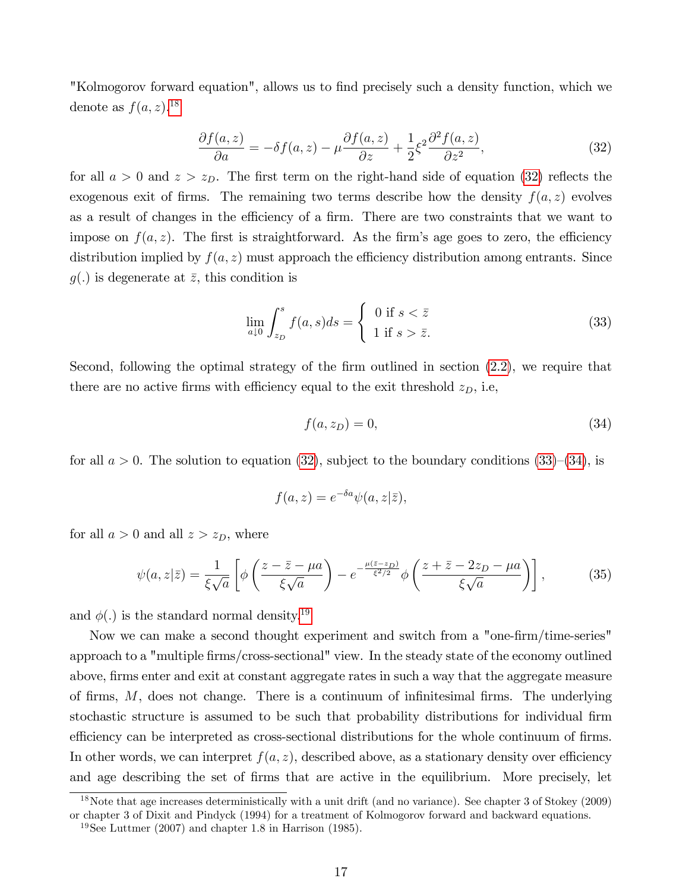"Kolmogorov forward equation", allows us to find precisely such a density function, which we denote as $f(a,z)$.[18]

$$\frac{\partial f(a,z)}{\partial a} = -\delta f(a,z) - \mu \frac{\partial f(a,z)}{\partial z} + \frac{1}{2}\xi^2 \frac{\partial^2 f(a,z)}{\partial z^2}, \tag{32}$$

for all $a > 0$ and $z > z_D$. The first term on the right-hand side of equation (32) reflects the exogenous exit of firms. The remaining two terms describe how the density $f(a,z)$ evolves as a result of changes in the efficiency of a firm. There are two constraints that we want to impose on $f(a,z)$. The first is straightforward. As the firm's age goes to zero, the efficiency distribution implied by $f(a,z)$ must approach the efficiency distribution among entrants. Since $g(.)$ is degenerate at $\bar{z}$, this condition is

$$\lim_{a \downarrow 0} \int_{z_D}^{s} f(a,s)ds = \begin{cases} 0 \text{ if } s < \bar{z} \\ 1 \text{ if } s > \bar{z}. \end{cases} \tag{33}$$

Second, following the optimal strategy of the firm outlined in section (2.2), we require that there are no active firms with efficiency equal to the exit threshold $z_D$, i.e,

$$f(a, z_D) = 0, \tag{34}$$

for all $a > 0$. The solution to equation (32), subject to the boundary conditions (33)–(34), is

$$f(a,z) = e^{-\delta a}\psi(a, z|\bar{z}),$$

for all $a > 0$ and all $z > z_D$, where

$$\psi(a,z|\bar{z}) = \frac{1}{\xi\sqrt{a}}\left[\phi\left(\frac{z-\bar{z}-\mu a}{\xi\sqrt{a}}\right) - e^{-\frac{\mu(\bar{z}-z_D)}{\xi^2/2}}\phi\left(\frac{z+\bar{z}-2z_D-\mu a}{\xi\sqrt{a}}\right)\right], \tag{35}$$

and $\phi(.)$ is the standard normal density.[19]

Now we can make a second thought experiment and switch from a "one-firm/time-series" approach to a "multiple firms/cross-sectional" view. In the steady state of the economy outlined above, firms enter and exit at constant aggregate rates in such a way that the aggregate measure of firms, $M$, does not change. There is a continuum of infinitesimal firms. The underlying stochastic structure is assumed to be such that probability distributions for individual firm efficiency can be interpreted as cross-sectional distributions for the whole continuum of firms. In other words, we can interpret $f(a,z)$, described above, as a stationary density over efficiency and age describing the set of firms that are active in the equilibrium. More precisely, let

[18] Note that age increases deterministically with a unit drift (and no variance). See chapter 3 of Stokey (2009) or chapter 3 of Dixit and Pindyck (1994) for a treatment of Kolmogorov forward and backward equations.

[19] See Luttmer (2007) and chapter 1.8 in Harrison (1985).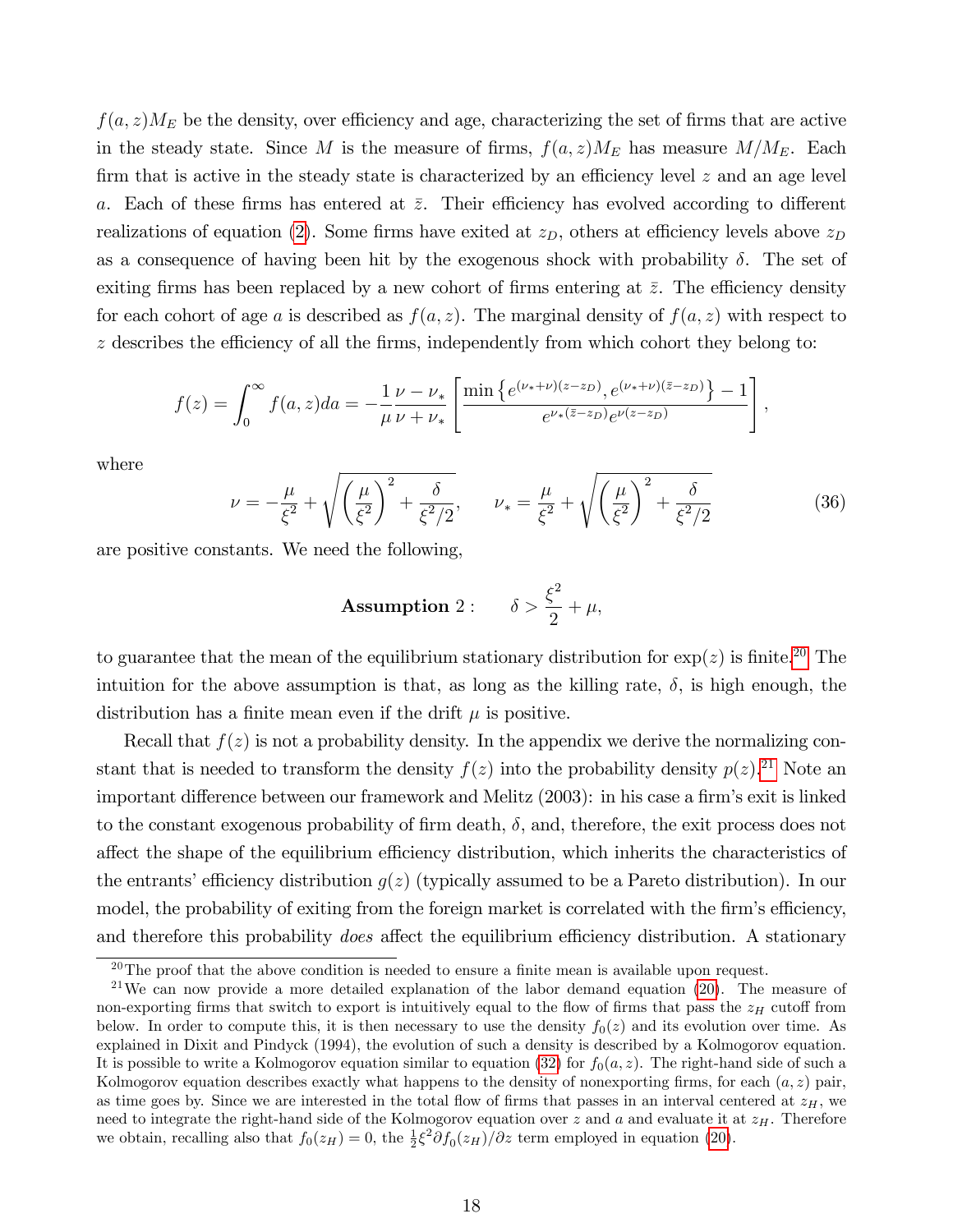$f(a,z)M_E$ be the density, over efficiency and age, characterizing the set of firms that are active in the steady state. Since $M$ is the measure of firms, $f(a,z)M_E$ has measure $M/M_E$. Each firm that is active in the steady state is characterized by an efficiency level $z$ and an age level $a$. Each of these firms has entered at $\bar{z}$. Their efficiency has evolved according to different realizations of equation (2). Some firms have exited at $z_D$, others at efficiency levels above $z_D$ as a consequence of having been hit by the exogenous shock with probability $\delta$. The set of exiting firms has been replaced by a new cohort of firms entering at $\bar{z}$. The efficiency density for each cohort of age $a$ is described as $f(a,z)$. The marginal density of $f(a,z)$ with respect to $z$ describes the efficiency of all the firms, independently from which cohort they belong to:

$$f(z) = \int_0^\infty f(a,z)da = -\frac{1}{\mu}\frac{\nu - \nu_*}{\nu + \nu_*}\left[\frac{\min\left\{e^{(\nu_*+\nu)(z-z_D)}, e^{(\nu_*+\nu)(\bar{z}-z_D)}\right\} - 1}{e^{\nu_*(\bar{z}-z_D)}e^{\nu(z-z_D)}}\right],$$

where

$$\nu = -\frac{\mu}{\xi^2} + \sqrt{\left(\frac{\mu}{\xi^2}\right)^2 + \frac{\delta}{\xi^2/2}}, \qquad \nu_* = \frac{\mu}{\xi^2} + \sqrt{\left(\frac{\mu}{\xi^2}\right)^2 + \frac{\delta}{\xi^2/2}} \tag{36}$$

are positive constants. We need the following,

$$\textbf{Assumption } 2: \qquad \delta > \frac{\xi^2}{2} + \mu,$$

to guarantee that the mean of the equilibrium stationary distribution for $\exp(z)$ is finite.[20] The intuition for the above assumption is that, as long as the killing rate, $\delta$, is high enough, the distribution has a finite mean even if the drift $\mu$ is positive.

Recall that $f(z)$ is not a probability density. In the appendix we derive the normalizing constant that is needed to transform the density $f(z)$ into the probability density $p(z)$.[21] Note an important difference between our framework and Melitz (2003): in his case a firm's exit is linked to the constant exogenous probability of firm death, $\delta$, and, therefore, the exit process does not affect the shape of the equilibrium efficiency distribution, which inherits the characteristics of the entrants' efficiency distribution $g(z)$ (typically assumed to be a Pareto distribution). In our model, the probability of exiting from the foreign market is correlated with the firm's efficiency, and therefore this probability *does* affect the equilibrium efficiency distribution. A stationary

[20] The proof that the above condition is needed to ensure a finite mean is available upon request.

[21] We can now provide a more detailed explanation of the labor demand equation (20). The measure of non-exporting firms that switch to export is intuitively equal to the flow of firms that pass the $z_H$ cutoff from below. In order to compute this, it is then necessary to use the density $f_0(z)$ and its evolution over time. As explained in Dixit and Pindyck (1994), the evolution of such a density is described by a Kolmogorov equation. It is possible to write a Kolmogorov equation similar to equation (32) for $f_0(a,z)$. The right-hand side of such a Kolmogorov equation describes exactly what happens to the density of nonexporting firms, for each $(a,z)$ pair, as time goes by. Since we are interested in the total flow of firms that passes in an interval centered at $z_H$, we need to integrate the right-hand side of the Kolmogorov equation over $z$ and $a$ and evaluate it at $z_H$. Therefore we obtain, recalling also that $f_0(z_H) = 0$, the $\frac{1}{2}\xi^2\partial f_0(z_H)/\partial z$ term employed in equation (20).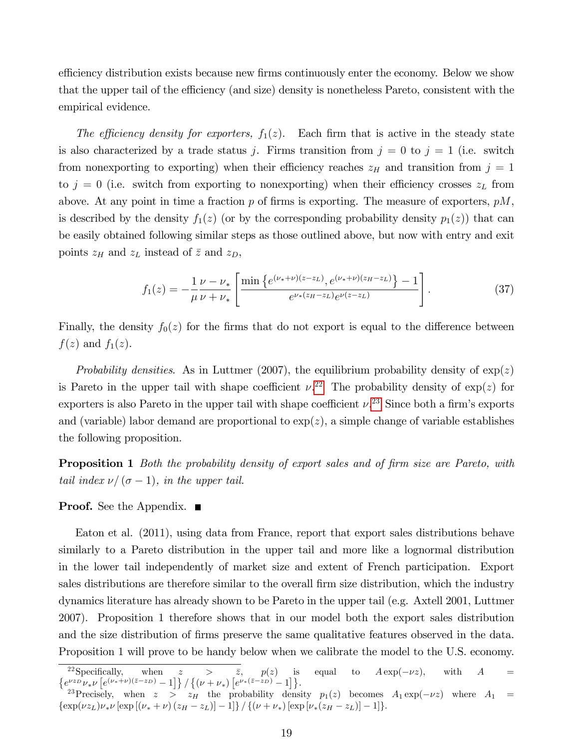efficiency distribution exists because new firms continuously enter the economy. Below we show that the upper tail of the efficiency (and size) density is nonetheless Pareto, consistent with the empirical evidence.

*The efficiency density for exporters, $f_1(z)$.* Each firm that is active in the steady state is also characterized by a trade status $j$. Firms transition from $j = 0$ to $j = 1$ (i.e. switch from nonexporting to exporting) when their efficiency reaches $z_H$ and transition from $j = 1$ to $j = 0$ (i.e. switch from exporting to nonexporting) when their efficiency crosses $z_L$ from above. At any point in time a fraction $p$ of firms is exporting. The measure of exporters, $pM$, is described by the density $f_1(z)$ (or by the corresponding probability density $p_1(z)$) that can be easily obtained following similar steps as those outlined above, but now with entry and exit points $z_H$ and $z_L$ instead of $\bar{z}$ and $z_D$,

$$f_1(z) = -\frac{1}{\mu}\frac{\nu - \nu_*}{\nu + \nu_*}\left[\frac{\min\left\{e^{(\nu_*+\nu)(z-z_L)}, e^{(\nu_*+\nu)(z_H-z_L)}\right\} - 1}{e^{\nu_*(z_H-z_L)}e^{\nu(z-z_L)}}\right]. \tag{37}$$

Finally, the density $f_0(z)$ for the firms that do not export is equal to the difference between $f(z)$ and $f_1(z)$.

*Probability densities.* As in Luttmer (2007), the equilibrium probability density of $\exp(z)$ is Pareto in the upper tail with shape coefficient $\nu$.[22] The probability density of $\exp(z)$ for exporters is also Pareto in the upper tail with shape coefficient $\nu$.[23] Since both a firm's exports and (variable) labor demand are proportional to $\exp(z)$, a simple change of variable establishes the following proposition.

**Proposition 1** *Both the probability density of export sales and of firm size are Pareto, with tail index $\nu/(\sigma - 1)$, in the upper tail.*

**Proof.** See the Appendix. ■

Eaton et al. (2011), using data from France, report that export sales distributions behave similarly to a Pareto distribution in the upper tail and more like a lognormal distribution in the lower tail independently of market size and extent of French participation. Export sales distributions are therefore similar to the overall firm size distribution, which the industry dynamics literature has already shown to be Pareto in the upper tail (e.g. Axtell 2001, Luttmer 2007). Proposition 1 therefore shows that in our model both the export sales distribution and the size distribution of firms preserve the same qualitative features observed in the data. Proposition 1 will prove to be handy below when we calibrate the model to the U.S. economy.

---

[22] Specifically, when $z > \bar{z}$, $p(z)$ is equal to $A\exp(-\nu z)$, with $A = \left\{e^{\nu z_D}\nu_*\nu\left[e^{(\nu_*+\nu)(\bar{z}-z_D)} - 1\right]\right\} / \left\{(\nu + \nu_*)\left[e^{\nu_*(\bar{z}-z_D)} - 1\right]\right\}$.

[23] Precisely, when $z > z_H$ the probability density $p_1(z)$ becomes $A_1\exp(-\nu z)$ where $A_1 = \{\exp(\nu z_L)\nu_*\nu\left[\exp\left[(\nu_* + \nu)(z_H - z_L)\right] - 1\right]\} / \{(\nu + \nu_*)\left[\exp\left[\nu_*(z_H - z_L)\right] - 1\right]\}$.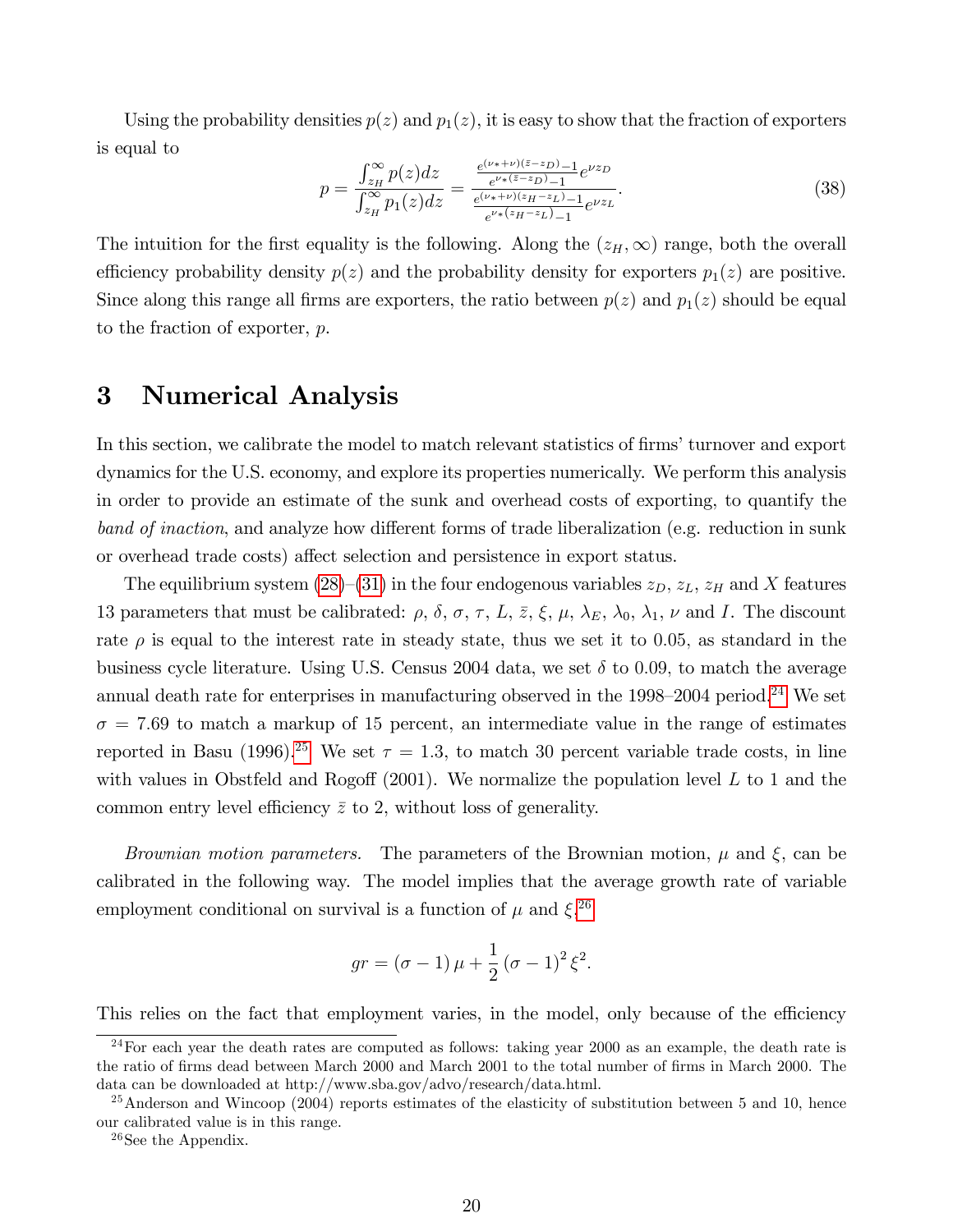Using the probability densities $p(z)$ and $p_1(z)$, it is easy to show that the fraction of exporters is equal to

$$p = \frac{\int_{z_H}^{\infty} p(z)dz}{\int_{z_H}^{\infty} p_1(z)dz} = \frac{\frac{e^{(\nu_* + \nu)(\bar{z} - z_D)} - 1}{e^{\nu_*(\bar{z} - z_D)} - 1} e^{\nu z_D}}{\frac{e^{(\nu_* + \nu)(z_H - z_L)} - 1}{e^{\nu_*(z_H - z_L)} - 1} e^{\nu z_L}}. \tag{38}$$

The intuition for the first equality is the following. Along the $(z_H, \infty)$ range, both the overall efficiency probability density $p(z)$ and the probability density for exporters $p_1(z)$ are positive. Since along this range all firms are exporters, the ratio between $p(z)$ and $p_1(z)$ should be equal to the fraction of exporter, $p$.

# 3 Numerical Analysis

In this section, we calibrate the model to match relevant statistics of firms' turnover and export dynamics for the U.S. economy, and explore its properties numerically. We perform this analysis in order to provide an estimate of the sunk and overhead costs of exporting, to quantify the *band of inaction*, and analyze how different forms of trade liberalization (e.g. reduction in sunk or overhead trade costs) affect selection and persistence in export status.

The equilibrium system (28)–(31) in the four endogenous variables $z_D$, $z_L$, $z_H$ and $X$ features 13 parameters that must be calibrated: $\rho$, $\delta$, $\sigma$, $\tau$, $L$, $\bar{z}$, $\xi$, $\mu$, $\lambda_E$, $\lambda_0$, $\lambda_1$, $\nu$ and $I$. The discount rate $\rho$ is equal to the interest rate in steady state, thus we set it to 0.05, as standard in the business cycle literature. Using U.S. Census 2004 data, we set $\delta$ to 0.09, to match the average annual death rate for enterprises in manufacturing observed in the 1998–2004 period.[24] We set $\sigma = 7.69$ to match a markup of 15 percent, an intermediate value in the range of estimates reported in Basu (1996).[25] We set $\tau = 1.3$, to match 30 percent variable trade costs, in line with values in Obstfeld and Rogoff (2001). We normalize the population level $L$ to 1 and the common entry level efficiency $\bar{z}$ to 2, without loss of generality.

*Brownian motion parameters.* The parameters of the Brownian motion, $\mu$ and $\xi$, can be calibrated in the following way. The model implies that the average growth rate of variable employment conditional on survival is a function of $\mu$ and $\xi$.[26]

$$gr = (\sigma - 1)\mu + \frac{1}{2}(\sigma - 1)^2 \xi^2.$$

This relies on the fact that employment varies, in the model, only because of the efficiency

[24] For each year the death rates are computed as follows: taking year 2000 as an example, the death rate is the ratio of firms dead between March 2000 and March 2001 to the total number of firms in March 2000. The data can be downloaded at http://www.sba.gov/advo/research/data.html.

[25] Anderson and Wincoop (2004) reports estimates of the elasticity of substitution between 5 and 10, hence our calibrated value is in this range.

[26] See the Appendix.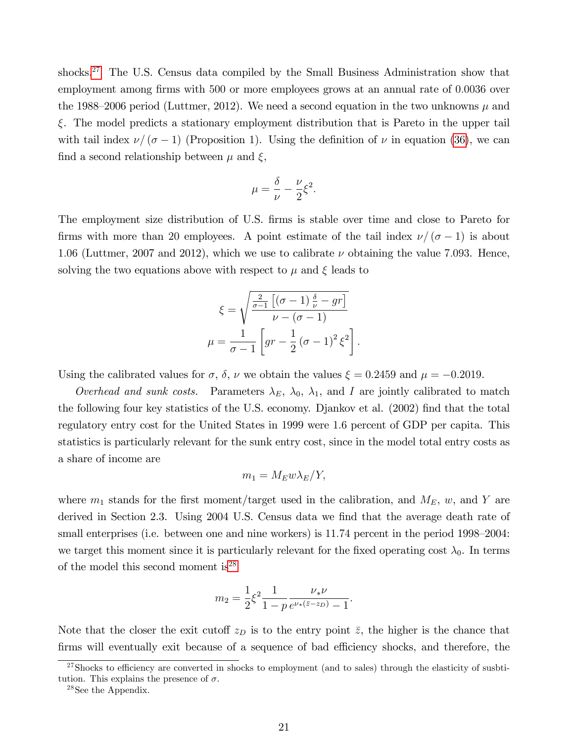shocks.[27] The U.S. Census data compiled by the Small Business Administration show that employment among firms with 500 or more employees grows at an annual rate of 0.0036 over the 1988–2006 period (Luttmer, 2012). We need a second equation in the two unknowns $\mu$ and $\xi$. The model predicts a stationary employment distribution that is Pareto in the upper tail with tail index $\nu/(\sigma-1)$ (Proposition 1). Using the definition of $\nu$ in equation (36), we can find a second relationship between $\mu$ and $\xi$,

$$\mu = \frac{\delta}{\nu} - \frac{\nu}{2}\xi^2.$$

The employment size distribution of U.S. firms is stable over time and close to Pareto for firms with more than 20 employees. A point estimate of the tail index $\nu/(\sigma-1)$ is about 1.06 (Luttmer, 2007 and 2012), which we use to calibrate $\nu$ obtaining the value 7.093. Hence, solving the two equations above with respect to $\mu$ and $\xi$ leads to

$$\xi = \sqrt{\frac{\frac{2}{\sigma-1}\left[(\sigma-1)\frac{\delta}{\nu} - gr\right]}{\nu-(\sigma-1)}}$$

$$\mu = \frac{1}{\sigma-1}\left[gr - \frac{1}{2}(\sigma-1)^2\xi^2\right].$$

Using the calibrated values for $\sigma$, $\delta$, $\nu$ we obtain the values $\xi = 0.2459$ and $\mu = -0.2019$.

*Overhead and sunk costs.* Parameters $\lambda_E$, $\lambda_0$, $\lambda_1$, and $I$ are jointly calibrated to match the following four key statistics of the U.S. economy. Djankov et al. (2002) find that the total regulatory entry cost for the United States in 1999 were 1.6 percent of GDP per capita. This statistics is particularly relevant for the sunk entry cost, since in the model total entry costs as a share of income are

$$m_1 = M_E w \lambda_E / Y,$$

where $m_1$ stands for the first moment/target used in the calibration, and $M_E$, $w$, and $Y$ are derived in Section 2.3. Using 2004 U.S. Census data we find that the average death rate of small enterprises (i.e. between one and nine workers) is 11.74 percent in the period 1998–2004: we target this moment since it is particularly relevant for the fixed operating cost $\lambda_0$. In terms of the model this second moment is[28]

$$m_2 = \frac{1}{2}\xi^2 \frac{1}{1-p}\frac{\nu_*\nu}{e^{\nu_*(\bar{z}-z_D)}-1}.$$

Note that the closer the exit cutoff $z_D$ is to the entry point $\bar{z}$, the higher is the chance that firms will eventually exit because of a sequence of bad efficiency shocks, and therefore, the

[27] Shocks to efficiency are converted in shocks to employment (and to sales) through the elasticity of susbtitution. This explains the presence of $\sigma$.

[28] See the Appendix.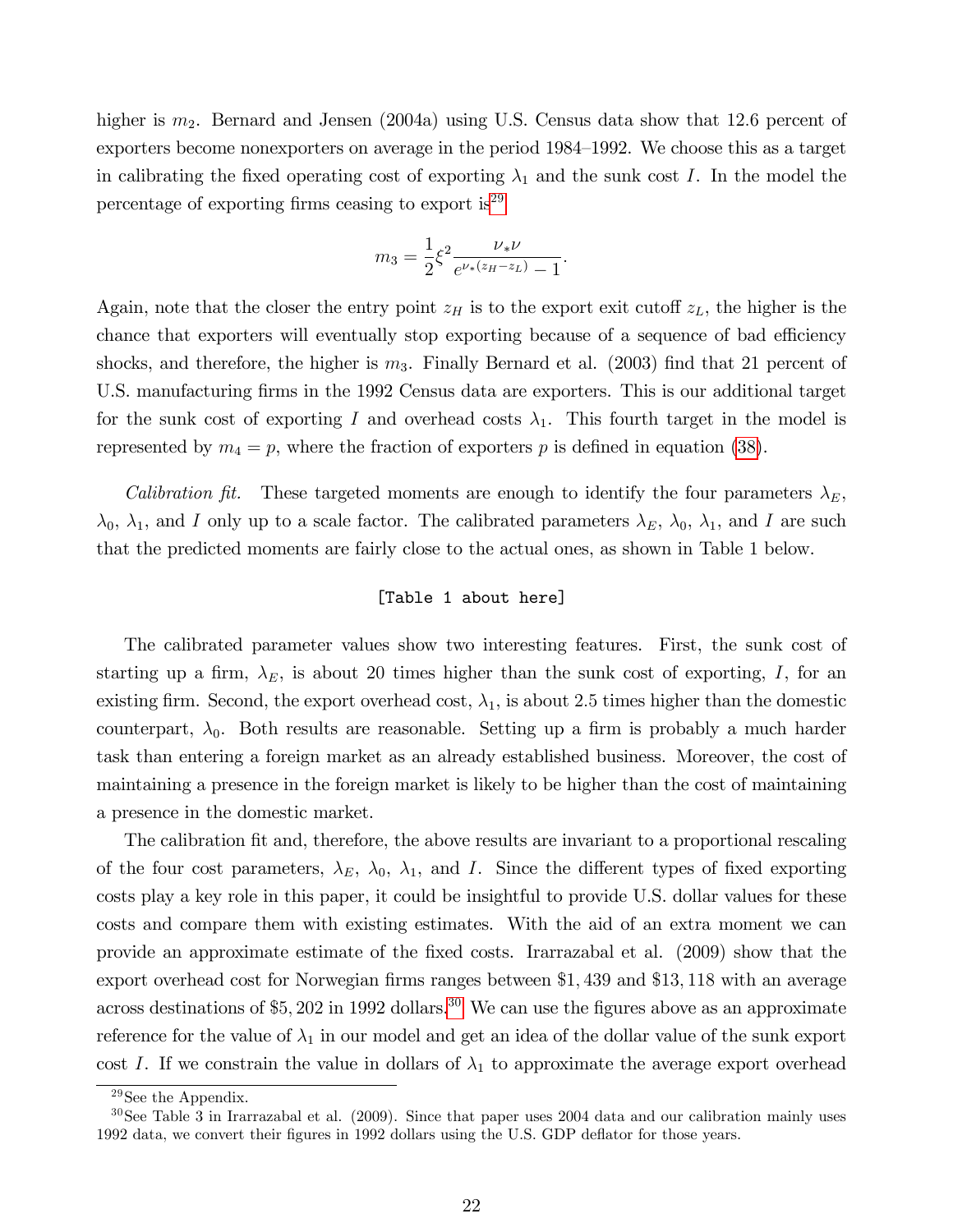higher is $m_2$. Bernard and Jensen (2004a) using U.S. Census data show that 12.6 percent of exporters become nonexporters on average in the period 1984–1992. We choose this as a target in calibrating the fixed operating cost of exporting $\lambda_1$ and the sunk cost $I$. In the model the percentage of exporting firms ceasing to export is[29]

$$m_3 = \frac{1}{2}\xi^2 \frac{\nu_* \nu}{e^{\nu_*(z_H - z_L)} - 1}.$$

Again, note that the closer the entry point $z_H$ is to the export exit cutoff $z_L$, the higher is the chance that exporters will eventually stop exporting because of a sequence of bad efficiency shocks, and therefore, the higher is $m_3$. Finally Bernard et al. (2003) find that 21 percent of U.S. manufacturing firms in the 1992 Census data are exporters. This is our additional target for the sunk cost of exporting $I$ and overhead costs $\lambda_1$. This fourth target in the model is represented by $m_4 = p$, where the fraction of exporters $p$ is defined in equation (38).

*Calibration fit.* These targeted moments are enough to identify the four parameters $\lambda_E$, $\lambda_0$, $\lambda_1$, and $I$ only up to a scale factor. The calibrated parameters $\lambda_E$, $\lambda_0$, $\lambda_1$, and $I$ are such that the predicted moments are fairly close to the actual ones, as shown in Table 1 below.

[Table 1 about here]

The calibrated parameter values show two interesting features. First, the sunk cost of starting up a firm, $\lambda_E$, is about 20 times higher than the sunk cost of exporting, $I$, for an existing firm. Second, the export overhead cost, $\lambda_1$, is about 2.5 times higher than the domestic counterpart, $\lambda_0$. Both results are reasonable. Setting up a firm is probably a much harder task than entering a foreign market as an already established business. Moreover, the cost of maintaining a presence in the foreign market is likely to be higher than the cost of maintaining a presence in the domestic market.

The calibration fit and, therefore, the above results are invariant to a proportional rescaling of the four cost parameters, $\lambda_E$, $\lambda_0$, $\lambda_1$, and $I$. Since the different types of fixed exporting costs play a key role in this paper, it could be insightful to provide U.S. dollar values for these costs and compare them with existing estimates. With the aid of an extra moment we can provide an approximate estimate of the fixed costs. Irarrazabal et al. (2009) show that the export overhead cost for Norwegian firms ranges between \$1,439 and \$13,118 with an average across destinations of \$5,202 in 1992 dollars.[30] We can use the figures above as an approximate reference for the value of $\lambda_1$ in our model and get an idea of the dollar value of the sunk export cost $I$. If we constrain the value in dollars of $\lambda_1$ to approximate the average export overhead

[29] See the Appendix.

[30] See Table 3 in Irarrazabal et al. (2009). Since that paper uses 2004 data and our calibration mainly uses 1992 data, we convert their figures in 1992 dollars using the U.S. GDP deflator for those years.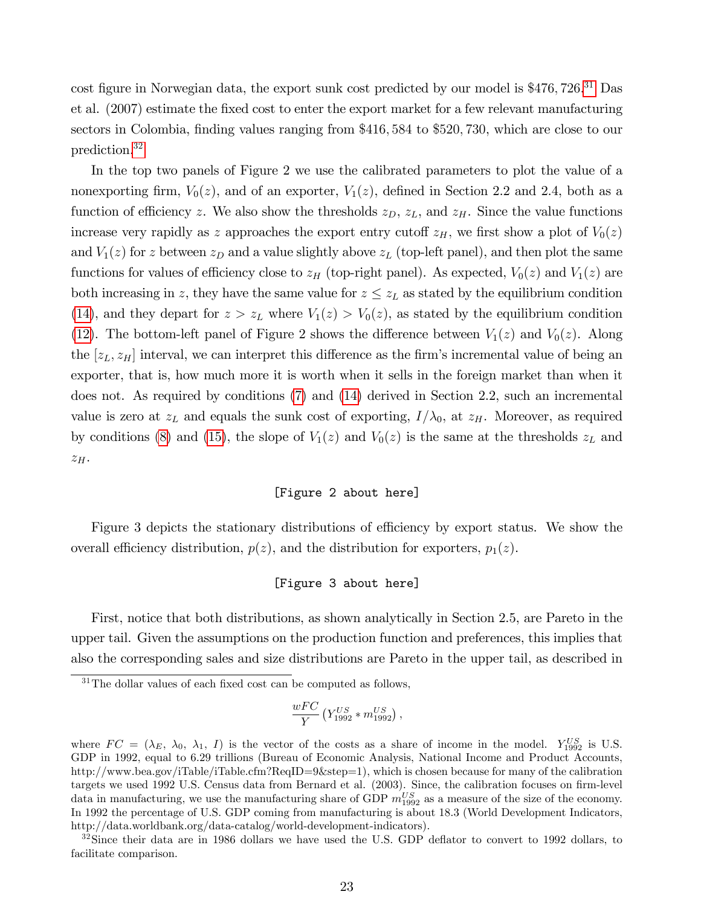cost figure in Norwegian data, the export sunk cost predicted by our model is \$476,726.[31] Das et al. (2007) estimate the fixed cost to enter the export market for a few relevant manufacturing sectors in Colombia, finding values ranging from \$416,584 to \$520,730, which are close to our prediction.[32]

In the top two panels of Figure 2 we use the calibrated parameters to plot the value of a nonexporting firm, $V_0(z)$, and of an exporter, $V_1(z)$, defined in Section 2.2 and 2.4, both as a function of efficiency $z$. We also show the thresholds $z_D$, $z_L$, and $z_H$. Since the value functions increase very rapidly as $z$ approaches the export entry cutoff $z_H$, we first show a plot of $V_0(z)$ and $V_1(z)$ for $z$ between $z_D$ and a value slightly above $z_L$ (top-left panel), and then plot the same functions for values of efficiency close to $z_H$ (top-right panel). As expected, $V_0(z)$ and $V_1(z)$ are both increasing in $z$, they have the same value for $z \leq z_L$ as stated by the equilibrium condition (14), and they depart for $z > z_L$ where $V_1(z) > V_0(z)$, as stated by the equilibrium condition (12). The bottom-left panel of Figure 2 shows the difference between $V_1(z)$ and $V_0(z)$. Along the $[z_L, z_H]$ interval, we can interpret this difference as the firm's incremental value of being an exporter, that is, how much more it is worth when it sells in the foreign market than when it does not. As required by conditions (7) and (14) derived in Section 2.2, such an incremental value is zero at $z_L$ and equals the sunk cost of exporting, $I/\lambda_0$, at $z_H$. Moreover, as required by conditions (8) and (15), the slope of $V_1(z)$ and $V_0(z)$ is the same at the thresholds $z_L$ and $z_H$.

[Figure 2 about here]

Figure 3 depicts the stationary distributions of efficiency by export status. We show the overall efficiency distribution, $p(z)$, and the distribution for exporters, $p_1(z)$.

[Figure 3 about here]

First, notice that both distributions, as shown analytically in Section 2.5, are Pareto in the upper tail. Given the assumptions on the production function and preferences, this implies that also the corresponding sales and size distributions are Pareto in the upper tail, as described in

---

[31] The dollar values of each fixed cost can be computed as follows,

$$\frac{wFC}{Y}\left(Y_{1992}^{US} * m_{1992}^{US}\right),$$

where $FC = (\lambda_E,\ \lambda_0,\ \lambda_1,\ I)$ is the vector of the costs as a share of income in the model. $Y_{1992}^{US}$ is U.S. GDP in 1992, equal to 6.29 trillions (Bureau of Economic Analysis, National Income and Product Accounts, http://www.bea.gov/iTable/iTable.cfm?ReqID=9&step=1), which is chosen because for many of the calibration targets we used 1992 U.S. Census data from Bernard et al. (2003). Since, the calibration focuses on firm-level data in manufacturing, we use the manufacturing share of GDP $m_{1992}^{US}$ as a measure of the size of the economy. In 1992 the percentage of U.S. GDP coming from manufacturing is about 18.3 (World Development Indicators, http://data.worldbank.org/data-catalog/world-development-indicators).

[32] Since their data are in 1986 dollars we have used the U.S. GDP deflator to convert to 1992 dollars, to facilitate comparison.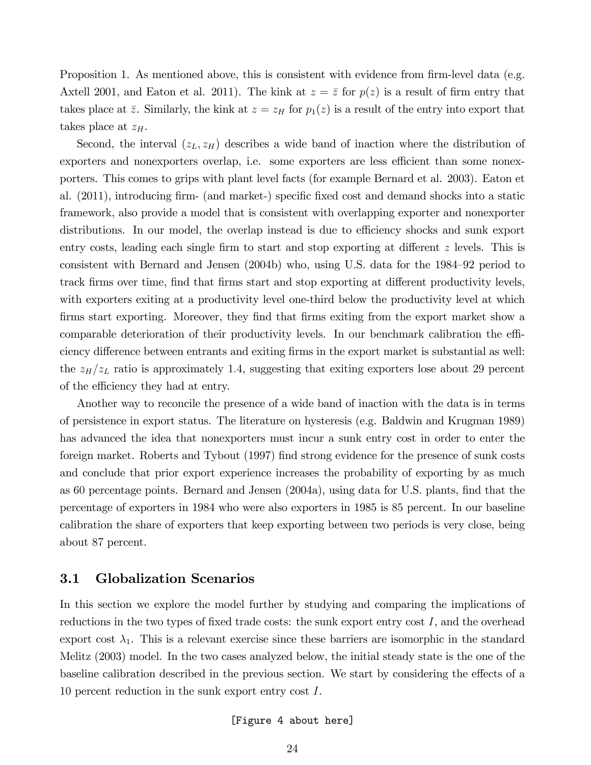Proposition 1. As mentioned above, this is consistent with evidence from firm-level data (e.g. Axtell 2001, and Eaton et al. 2011). The kink at $z = \bar{z}$ for $p(z)$ is a result of firm entry that takes place at $\bar{z}$. Similarly, the kink at $z = z_H$ for $p_1(z)$ is a result of the entry into export that takes place at $z_H$.

Second, the interval $(z_L, z_H)$ describes a wide band of inaction where the distribution of exporters and nonexporters overlap, i.e. some exporters are less efficient than some nonexporters. This comes to grips with plant level facts (for example Bernard et al. 2003). Eaton et al. (2011), introducing firm- (and market-) specific fixed cost and demand shocks into a static framework, also provide a model that is consistent with overlapping exporter and nonexporter distributions. In our model, the overlap instead is due to efficiency shocks and sunk export entry costs, leading each single firm to start and stop exporting at different $z$ levels. This is consistent with Bernard and Jensen (2004b) who, using U.S. data for the 1984–92 period to track firms over time, find that firms start and stop exporting at different productivity levels, with exporters exiting at a productivity level one-third below the productivity level at which firms start exporting. Moreover, they find that firms exiting from the export market show a comparable deterioration of their productivity levels. In our benchmark calibration the efficiency difference between entrants and exiting firms in the export market is substantial as well: the $z_H/z_L$ ratio is approximately 1.4, suggesting that exiting exporters lose about 29 percent of the efficiency they had at entry.

Another way to reconcile the presence of a wide band of inaction with the data is in terms of persistence in export status. The literature on hysteresis (e.g. Baldwin and Krugman 1989) has advanced the idea that nonexporters must incur a sunk entry cost in order to enter the foreign market. Roberts and Tybout (1997) find strong evidence for the presence of sunk costs and conclude that prior export experience increases the probability of exporting by as much as 60 percentage points. Bernard and Jensen (2004a), using data for U.S. plants, find that the percentage of exporters in 1984 who were also exporters in 1985 is 85 percent. In our baseline calibration the share of exporters that keep exporting between two periods is very close, being about 87 percent.

## 3.1 Globalization Scenarios

In this section we explore the model further by studying and comparing the implications of reductions in the two types of fixed trade costs: the sunk export entry cost $I$, and the overhead export cost $\lambda_1$. This is a relevant exercise since these barriers are isomorphic in the standard Melitz (2003) model. In the two cases analyzed below, the initial steady state is the one of the baseline calibration described in the previous section. We start by considering the effects of a 10 percent reduction in the sunk export entry cost $I$.

[Figure 4 about here]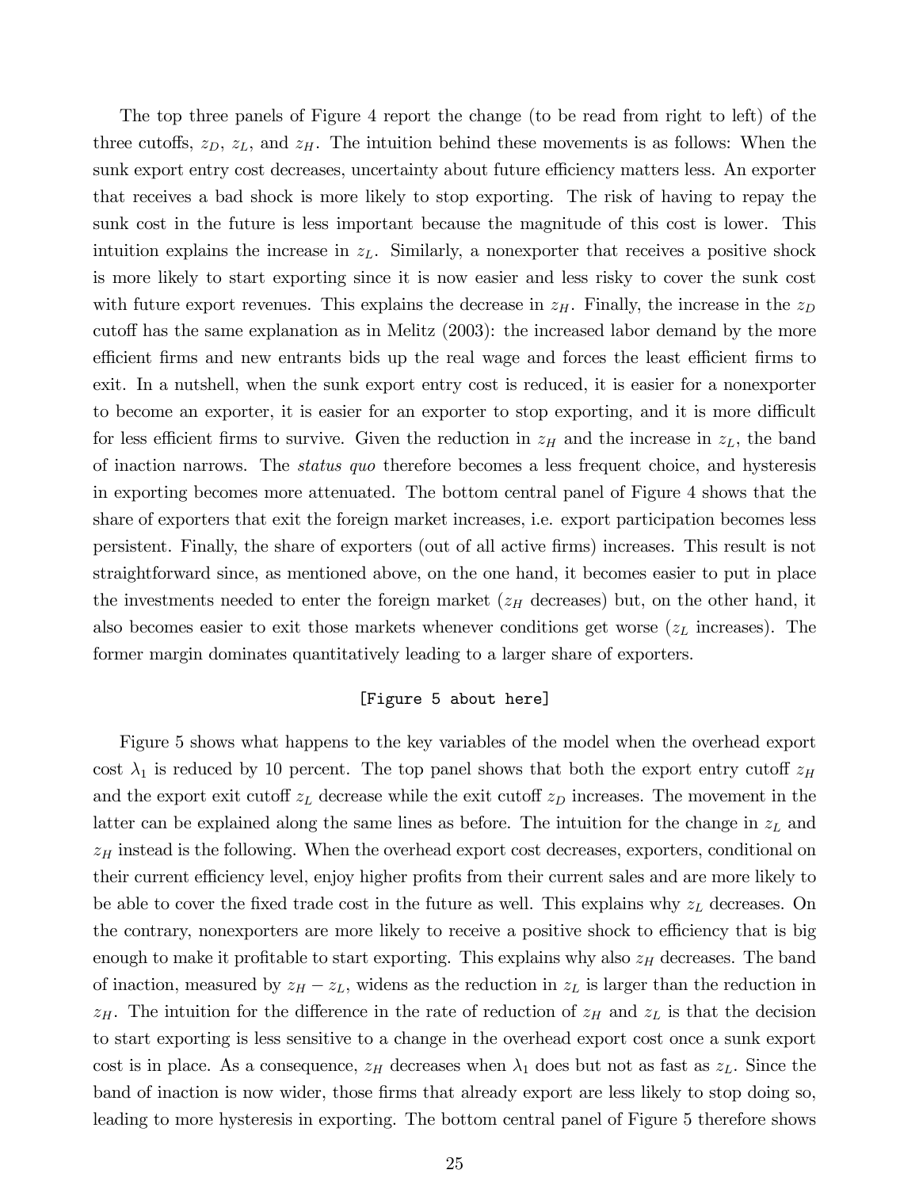The top three panels of Figure 4 report the change (to be read from right to left) of the three cutoffs, $z_D$, $z_L$, and $z_H$. The intuition behind these movements is as follows: When the sunk export entry cost decreases, uncertainty about future efficiency matters less. An exporter that receives a bad shock is more likely to stop exporting. The risk of having to repay the sunk cost in the future is less important because the magnitude of this cost is lower. This intuition explains the increase in $z_L$. Similarly, a nonexporter that receives a positive shock is more likely to start exporting since it is now easier and less risky to cover the sunk cost with future export revenues. This explains the decrease in $z_H$. Finally, the increase in the $z_D$ cutoff has the same explanation as in Melitz (2003): the increased labor demand by the more efficient firms and new entrants bids up the real wage and forces the least efficient firms to exit. In a nutshell, when the sunk export entry cost is reduced, it is easier for a nonexporter to become an exporter, it is easier for an exporter to stop exporting, and it is more difficult for less efficient firms to survive. Given the reduction in $z_H$ and the increase in $z_L$, the band of inaction narrows. The *status quo* therefore becomes a less frequent choice, and hysteresis in exporting becomes more attenuated. The bottom central panel of Figure 4 shows that the share of exporters that exit the foreign market increases, i.e. export participation becomes less persistent. Finally, the share of exporters (out of all active firms) increases. This result is not straightforward since, as mentioned above, on the one hand, it becomes easier to put in place the investments needed to enter the foreign market ($z_H$ decreases) but, on the other hand, it also becomes easier to exit those markets whenever conditions get worse ($z_L$ increases). The former margin dominates quantitatively leading to a larger share of exporters.

[Figure 5 about here]

Figure 5 shows what happens to the key variables of the model when the overhead export cost $\lambda_1$ is reduced by 10 percent. The top panel shows that both the export entry cutoff $z_H$ and the export exit cutoff $z_L$ decrease while the exit cutoff $z_D$ increases. The movement in the latter can be explained along the same lines as before. The intuition for the change in $z_L$ and $z_H$ instead is the following. When the overhead export cost decreases, exporters, conditional on their current efficiency level, enjoy higher profits from their current sales and are more likely to be able to cover the fixed trade cost in the future as well. This explains why $z_L$ decreases. On the contrary, nonexporters are more likely to receive a positive shock to efficiency that is big enough to make it profitable to start exporting. This explains why also $z_H$ decreases. The band of inaction, measured by $z_H - z_L$, widens as the reduction in $z_L$ is larger than the reduction in $z_H$. The intuition for the difference in the rate of reduction of $z_H$ and $z_L$ is that the decision to start exporting is less sensitive to a change in the overhead export cost once a sunk export cost is in place. As a consequence, $z_H$ decreases when $\lambda_1$ does but not as fast as $z_L$. Since the band of inaction is now wider, those firms that already export are less likely to stop doing so, leading to more hysteresis in exporting. The bottom central panel of Figure 5 therefore shows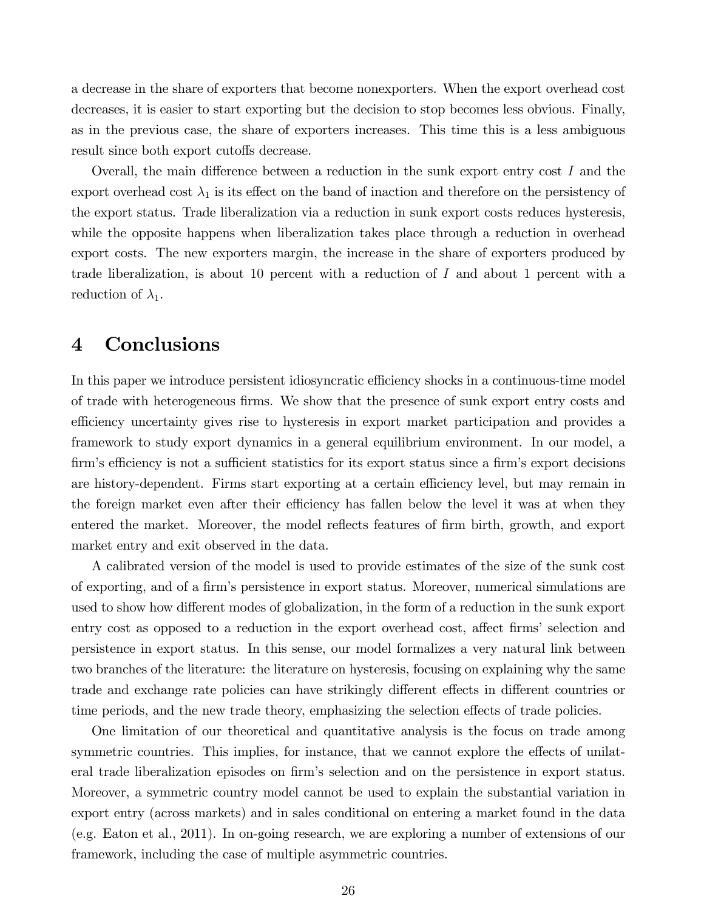a decrease in the share of exporters that become nonexporters. When the export overhead cost decreases, it is easier to start exporting but the decision to stop becomes less obvious. Finally, as in the previous case, the share of exporters increases. This time this is a less ambiguous result since both export cutoffs decrease.

Overall, the main difference between a reduction in the sunk export entry cost $I$ and the export overhead cost $\lambda_1$ is its effect on the band of inaction and therefore on the persistency of the export status. Trade liberalization via a reduction in sunk export costs reduces hysteresis, while the opposite happens when liberalization takes place through a reduction in overhead export costs. The new exporters margin, the increase in the share of exporters produced by trade liberalization, is about 10 percent with a reduction of $I$ and about 1 percent with a reduction of $\lambda_1$.

# 4 Conclusions

In this paper we introduce persistent idiosyncratic efficiency shocks in a continuous-time model of trade with heterogeneous firms. We show that the presence of sunk export entry costs and efficiency uncertainty gives rise to hysteresis in export market participation and provides a framework to study export dynamics in a general equilibrium environment. In our model, a firm's efficiency is not a sufficient statistics for its export status since a firm's export decisions are history-dependent. Firms start exporting at a certain efficiency level, but may remain in the foreign market even after their efficiency has fallen below the level it was at when they entered the market. Moreover, the model reflects features of firm birth, growth, and export market entry and exit observed in the data.

A calibrated version of the model is used to provide estimates of the size of the sunk cost of exporting, and of a firm's persistence in export status. Moreover, numerical simulations are used to show how different modes of globalization, in the form of a reduction in the sunk export entry cost as opposed to a reduction in the export overhead cost, affect firms' selection and persistence in export status. In this sense, our model formalizes a very natural link between two branches of the literature: the literature on hysteresis, focusing on explaining why the same trade and exchange rate policies can have strikingly different effects in different countries or time periods, and the new trade theory, emphasizing the selection effects of trade policies.

One limitation of our theoretical and quantitative analysis is the focus on trade among symmetric countries. This implies, for instance, that we cannot explore the effects of unilateral trade liberalization episodes on firm's selection and on the persistence in export status. Moreover, a symmetric country model cannot be used to explain the substantial variation in export entry (across markets) and in sales conditional on entering a market found in the data (e.g. Eaton et al., 2011). In on-going research, we are exploring a number of extensions of our framework, including the case of multiple asymmetric countries.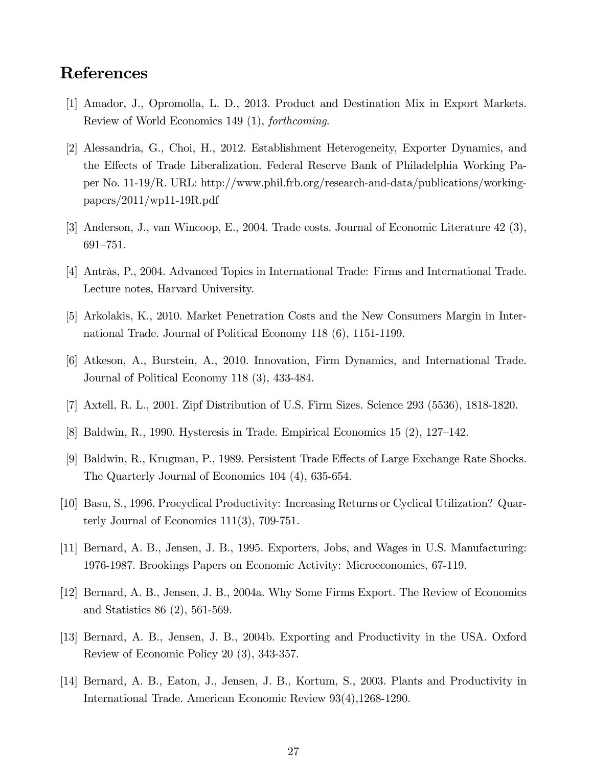## References

[1] Amador, J., Opromolla, L. D., 2013. Product and Destination Mix in Export Markets. Review of World Economics 149 (1), *forthcoming*.

[2] Alessandria, G., Choi, H., 2012. Establishment Heterogeneity, Exporter Dynamics, and the Effects of Trade Liberalization. Federal Reserve Bank of Philadelphia Working Paper No. 11-19/R. URL: http://www.phil.frb.org/research-and-data/publications/working-papers/2011/wp11-19R.pdf

[3] Anderson, J., van Wincoop, E., 2004. Trade costs. Journal of Economic Literature 42 (3), 691–751.

[4] Antràs, P., 2004. Advanced Topics in International Trade: Firms and International Trade. Lecture notes, Harvard University.

[5] Arkolakis, K., 2010. Market Penetration Costs and the New Consumers Margin in International Trade. Journal of Political Economy 118 (6), 1151-1199.

[6] Atkeson, A., Burstein, A., 2010. Innovation, Firm Dynamics, and International Trade. Journal of Political Economy 118 (3), 433-484.

[7] Axtell, R. L., 2001. Zipf Distribution of U.S. Firm Sizes. Science 293 (5536), 1818-1820.

[8] Baldwin, R., 1990. Hysteresis in Trade. Empirical Economics 15 (2), 127–142.

[9] Baldwin, R., Krugman, P., 1989. Persistent Trade Effects of Large Exchange Rate Shocks. The Quarterly Journal of Economics 104 (4), 635-654.

[10] Basu, S., 1996. Procyclical Productivity: Increasing Returns or Cyclical Utilization? Quarterly Journal of Economics 111(3), 709-751.

[11] Bernard, A. B., Jensen, J. B., 1995. Exporters, Jobs, and Wages in U.S. Manufacturing: 1976-1987. Brookings Papers on Economic Activity: Microeconomics, 67-119.

[12] Bernard, A. B., Jensen, J. B., 2004a. Why Some Firms Export. The Review of Economics and Statistics 86 (2), 561-569.

[13] Bernard, A. B., Jensen, J. B., 2004b. Exporting and Productivity in the USA. Oxford Review of Economic Policy 20 (3), 343-357.

[14] Bernard, A. B., Eaton, J., Jensen, J. B., Kortum, S., 2003. Plants and Productivity in International Trade. American Economic Review 93(4),1268-1290.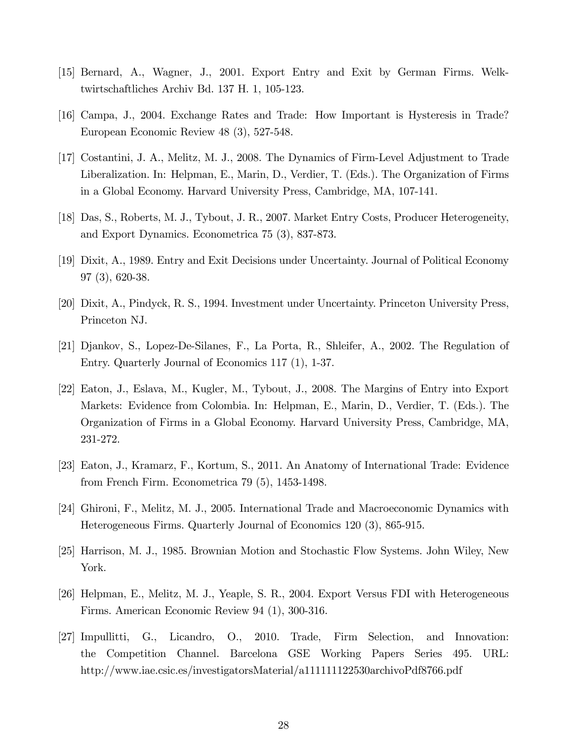[15] Bernard, A., Wagner, J., 2001. Export Entry and Exit by German Firms. Welktwirtschaftliches Archiv Bd. 137 H. 1, 105-123.

[16] Campa, J., 2004. Exchange Rates and Trade: How Important is Hysteresis in Trade? European Economic Review 48 (3), 527-548.

[17] Costantini, J. A., Melitz, M. J., 2008. The Dynamics of Firm-Level Adjustment to Trade Liberalization. In: Helpman, E., Marin, D., Verdier, T. (Eds.). The Organization of Firms in a Global Economy. Harvard University Press, Cambridge, MA, 107-141.

[18] Das, S., Roberts, M. J., Tybout, J. R., 2007. Market Entry Costs, Producer Heterogeneity, and Export Dynamics. Econometrica 75 (3), 837-873.

[19] Dixit, A., 1989. Entry and Exit Decisions under Uncertainty. Journal of Political Economy 97 (3), 620-38.

[20] Dixit, A., Pindyck, R. S., 1994. Investment under Uncertainty. Princeton University Press, Princeton NJ.

[21] Djankov, S., Lopez-De-Silanes, F., La Porta, R., Shleifer, A., 2002. The Regulation of Entry. Quarterly Journal of Economics 117 (1), 1-37.

[22] Eaton, J., Eslava, M., Kugler, M., Tybout, J., 2008. The Margins of Entry into Export Markets: Evidence from Colombia. In: Helpman, E., Marin, D., Verdier, T. (Eds.). The Organization of Firms in a Global Economy. Harvard University Press, Cambridge, MA, 231-272.

[23] Eaton, J., Kramarz, F., Kortum, S., 2011. An Anatomy of International Trade: Evidence from French Firm. Econometrica 79 (5), 1453-1498.

[24] Ghironi, F., Melitz, M. J., 2005. International Trade and Macroeconomic Dynamics with Heterogeneous Firms. Quarterly Journal of Economics 120 (3), 865-915.

[25] Harrison, M. J., 1985. Brownian Motion and Stochastic Flow Systems. John Wiley, New York.

[26] Helpman, E., Melitz, M. J., Yeaple, S. R., 2004. Export Versus FDI with Heterogeneous Firms. American Economic Review 94 (1), 300-316.

[27] Impullitti, G., Licandro, O., 2010. Trade, Firm Selection, and Innovation: the Competition Channel. Barcelona GSE Working Papers Series 495. URL: http://www.iae.csic.es/investigatorsMaterial/a111111122530archivoPdf8766.pdf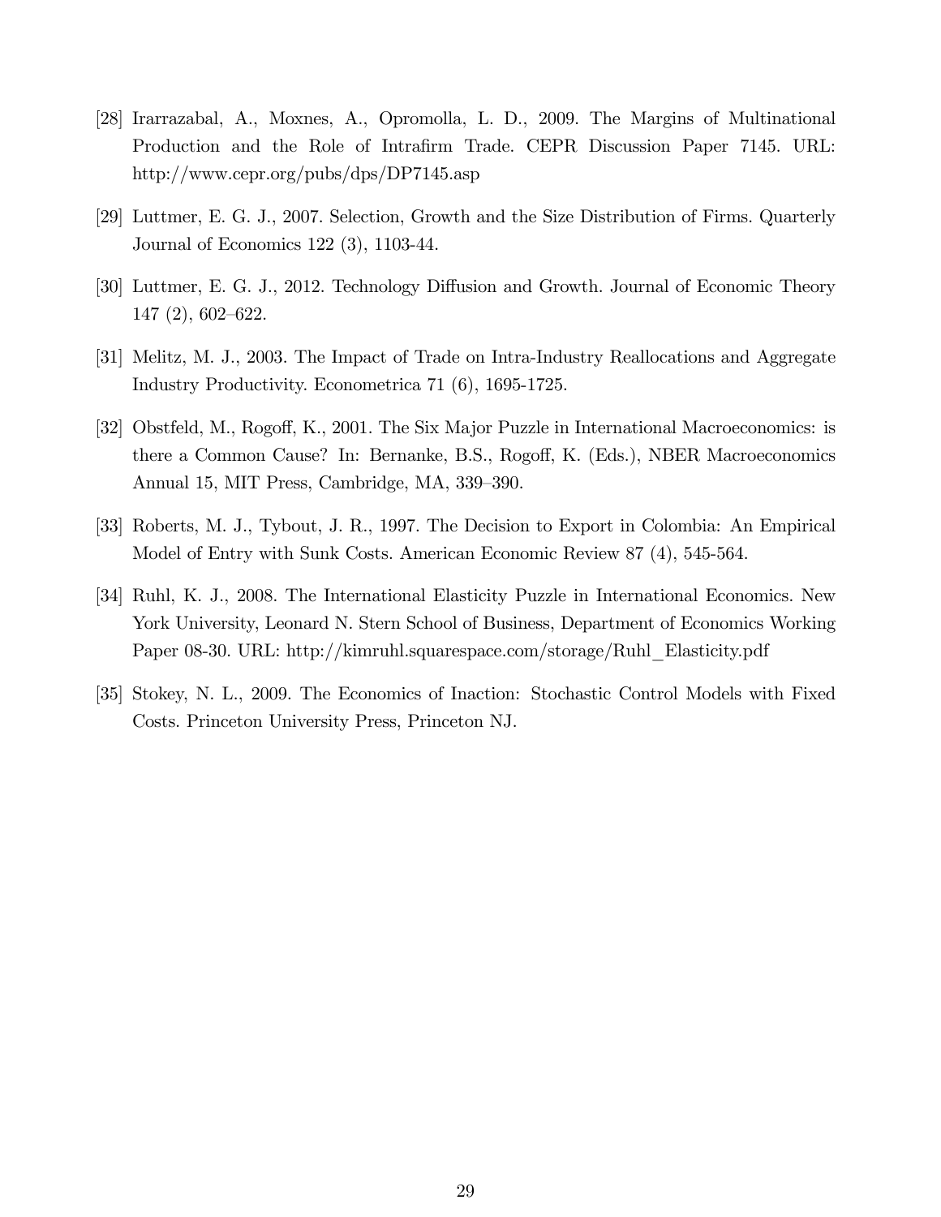[28] Irarrazabal, A., Moxnes, A., Opromolla, L. D., 2009. The Margins of Multinational Production and the Role of Intrafirm Trade. CEPR Discussion Paper 7145. URL: http://www.cepr.org/pubs/dps/DP7145.asp

[29] Luttmer, E. G. J., 2007. Selection, Growth and the Size Distribution of Firms. Quarterly Journal of Economics 122 (3), 1103-44.

[30] Luttmer, E. G. J., 2012. Technology Diffusion and Growth. Journal of Economic Theory 147 (2), 602–622.

[31] Melitz, M. J., 2003. The Impact of Trade on Intra-Industry Reallocations and Aggregate Industry Productivity. Econometrica 71 (6), 1695-1725.

[32] Obstfeld, M., Rogoff, K., 2001. The Six Major Puzzle in International Macroeconomics: is there a Common Cause? In: Bernanke, B.S., Rogoff, K. (Eds.), NBER Macroeconomics Annual 15, MIT Press, Cambridge, MA, 339–390.

[33] Roberts, M. J., Tybout, J. R., 1997. The Decision to Export in Colombia: An Empirical Model of Entry with Sunk Costs. American Economic Review 87 (4), 545-564.

[34] Ruhl, K. J., 2008. The International Elasticity Puzzle in International Economics. New York University, Leonard N. Stern School of Business, Department of Economics Working Paper 08-30. URL: http://kimruhl.squarespace.com/storage/Ruhl_Elasticity.pdf

[35] Stokey, N. L., 2009. The Economics of Inaction: Stochastic Control Models with Fixed Costs. Princeton University Press, Princeton NJ.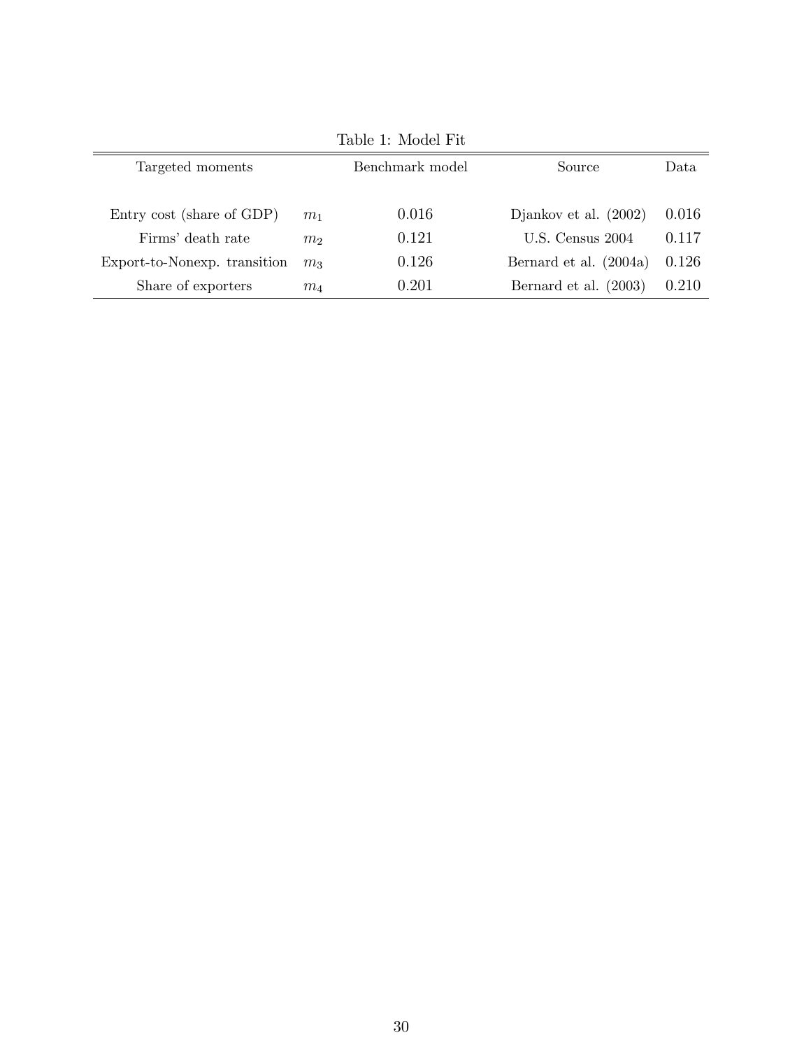Table 1: Model Fit

| Targeted moments | | Benchmark model | Source | Data |
|---|---|---|---|---|
| Entry cost (share of GDP) | $m_1$ | 0.016 | Djankov et al. (2002) | 0.016 |
| Firms' death rate | $m_2$ | 0.121 | U.S. Census 2004 | 0.117 |
| Export-to-Nonexp. transition | $m_3$ | 0.126 | Bernard et al. (2004a) | 0.126 |
| Share of exporters | $m_4$ | 0.201 | Bernard et al. (2003) | 0.210 |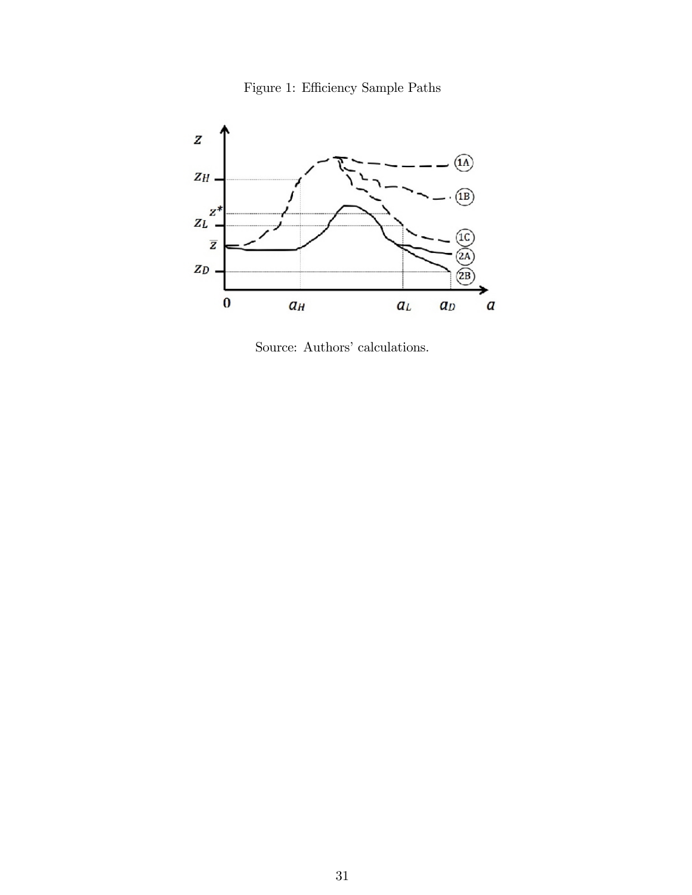Figure 1: Efficiency Sample Paths

Source: Authors' calculations.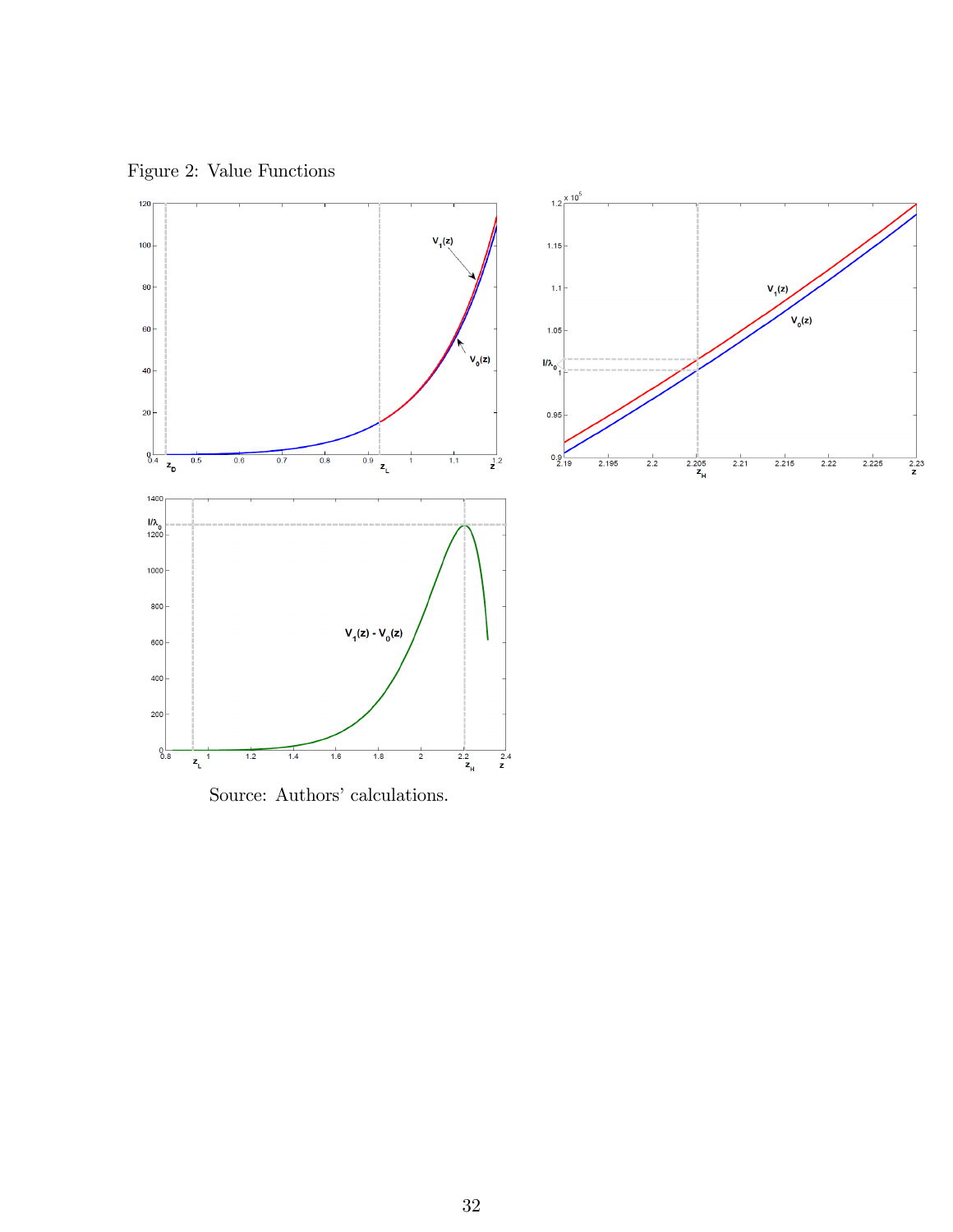Figure 2: Value Functions

Source: Authors' calculations.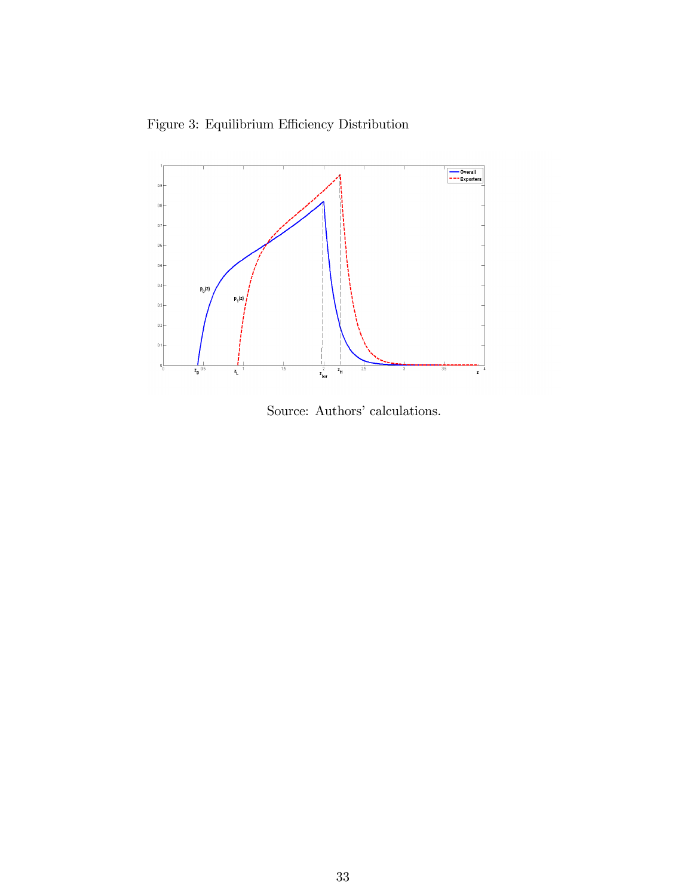Figure 3: Equilibrium Efficiency Distribution

Source: Authors' calculations.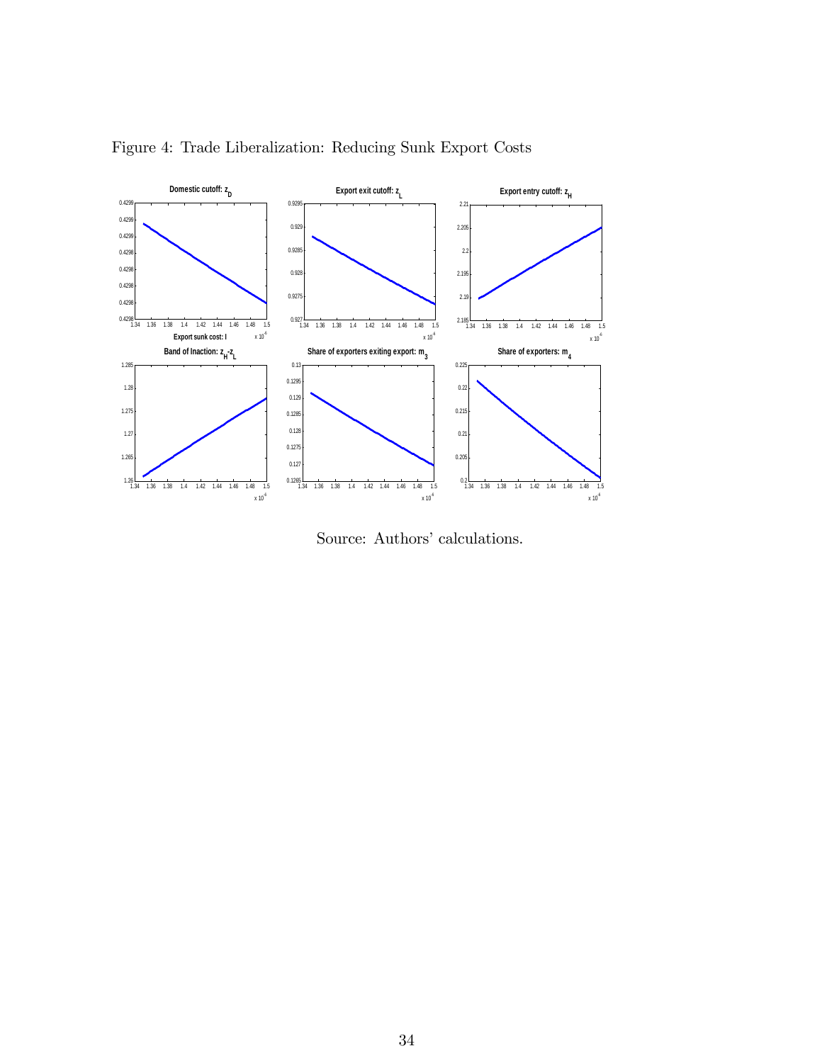Figure 4: Trade Liberalization: Reducing Sunk Export Costs

Source: Authors' calculations.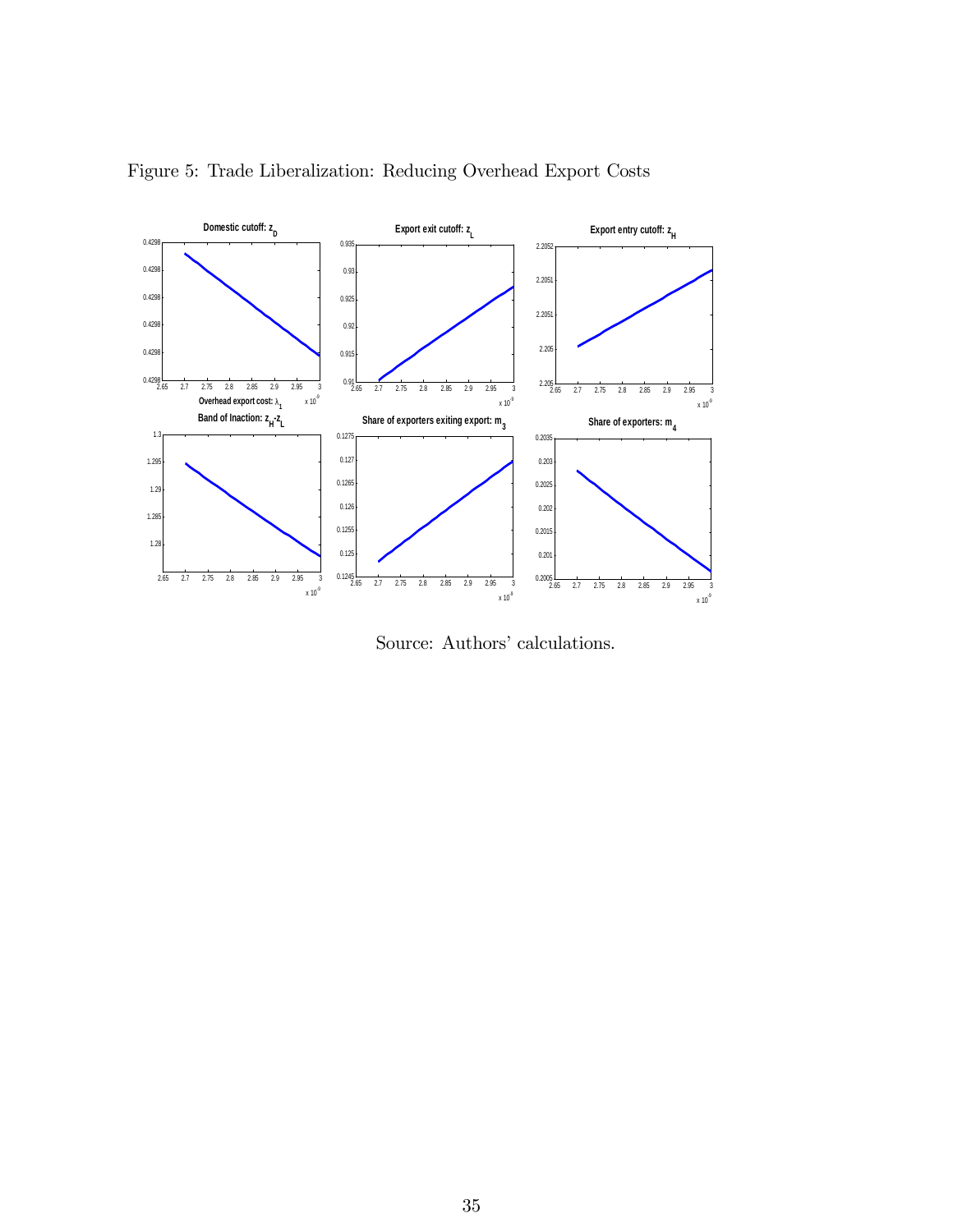Figure 5: Trade Liberalization: Reducing Overhead Export Costs

Source: Authors' calculations.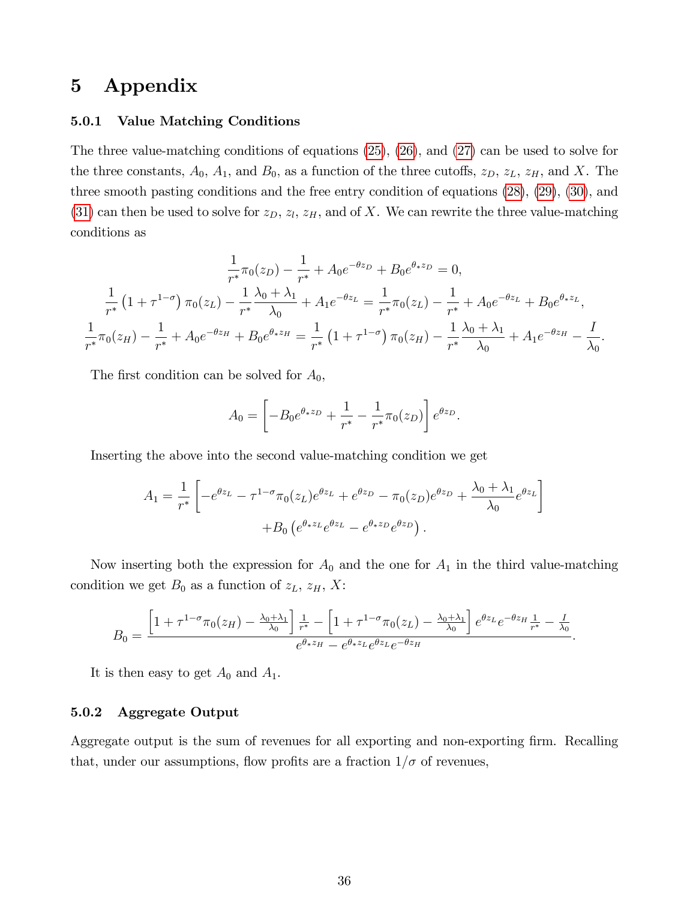# 5 Appendix

### 5.0.1 Value Matching Conditions

The three value-matching conditions of equations (25), (26), and (27) can be used to solve for the three constants, $A_0$, $A_1$, and $B_0$, as a function of the three cutoffs, $z_D$, $z_L$, $z_H$, and $X$. The three smooth pasting conditions and the free entry condition of equations (28), (29), (30), and (31) can then be used to solve for $z_D$, $z_l$, $z_H$, and of $X$. We can rewrite the three value-matching conditions as

$$
\begin{aligned}
\frac{1}{r^*}\pi_0(z_D) - \frac{1}{r^*} + A_0 e^{-\theta z_D} + B_0 e^{\theta_* z_D} &= 0, \\
\frac{1}{r^*}\left(1+\tau^{1-\sigma}\right)\pi_0(z_L) - \frac{1}{r^*}\frac{\lambda_0+\lambda_1}{\lambda_0} + A_1 e^{-\theta z_L} &= \frac{1}{r^*}\pi_0(z_L) - \frac{1}{r^*} + A_0 e^{-\theta z_L} + B_0 e^{\theta_* z_L}, \\
\frac{1}{r^*}\pi_0(z_H) - \frac{1}{r^*} + A_0 e^{-\theta z_H} + B_0 e^{\theta_* z_H} &= \frac{1}{r^*}\left(1+\tau^{1-\sigma}\right)\pi_0(z_H) - \frac{1}{r^*}\frac{\lambda_0+\lambda_1}{\lambda_0} + A_1 e^{-\theta z_H} - \frac{I}{\lambda_0}.
\end{aligned}
$$

The first condition can be solved for $A_0$,

$$
A_0 = \left[-B_0 e^{\theta_* z_D} + \frac{1}{r^*} - \frac{1}{r^*}\pi_0(z_D)\right] e^{\theta z_D}.
$$

Inserting the above into the second value-matching condition we get

$$
\begin{aligned}
A_1 = \frac{1}{r^*}\Bigg[&-e^{\theta z_L} - \tau^{1-\sigma}\pi_0(z_L)e^{\theta z_L} + e^{\theta z_D} - \pi_0(z_D)e^{\theta z_D} + \frac{\lambda_0+\lambda_1}{\lambda_0}e^{\theta z_L}\Bigg] \\
&+ B_0\left(e^{\theta_* z_L}e^{\theta z_L} - e^{\theta_* z_D}e^{\theta z_D}\right).
\end{aligned}
$$

Now inserting both the expression for $A_0$ and the one for $A_1$ in the third value-matching condition we get $B_0$ as a function of $z_L$, $z_H$, $X$:

$$
B_0 = \frac{\left[1+\tau^{1-\sigma}\pi_0(z_H) - \frac{\lambda_0+\lambda_1}{\lambda_0}\right]\frac{1}{r^*} - \left[1+\tau^{1-\sigma}\pi_0(z_L) - \frac{\lambda_0+\lambda_1}{\lambda_0}\right] e^{\theta z_L}e^{-\theta z_H}\frac{1}{r^*} - \frac{I}{\lambda_0}}{e^{\theta_* z_H} - e^{\theta_* z_L}e^{\theta z_L}e^{-\theta z_H}}.
$$

It is then easy to get $A_0$ and $A_1$.

### 5.0.2 Aggregate Output

Aggregate output is the sum of revenues for all exporting and non-exporting firm. Recalling that, under our assumptions, flow profits are a fraction $1/\sigma$ of revenues,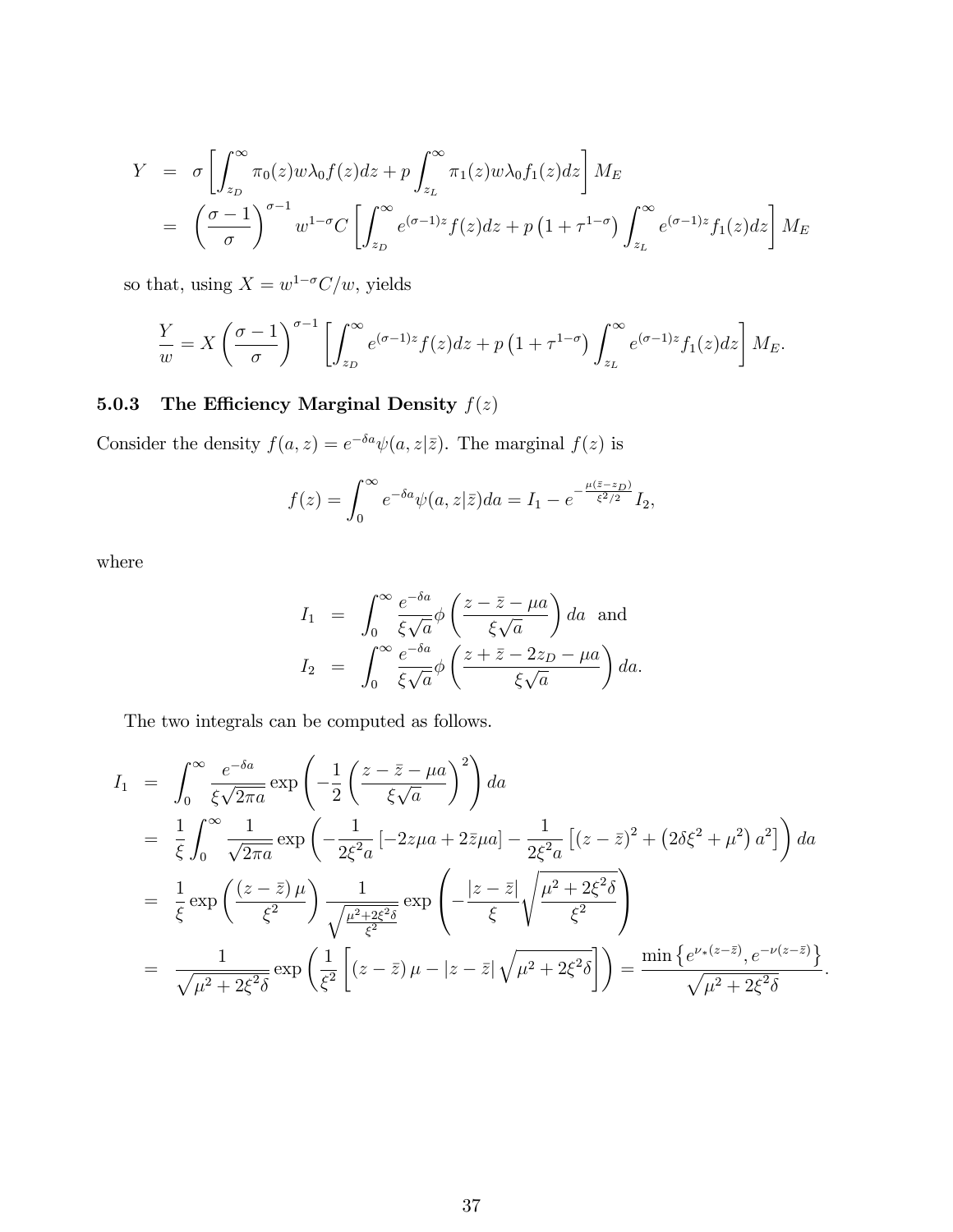$$
\begin{aligned}
Y &= \sigma\left[\int_{z_D}^{\infty} \pi_0(z) w \lambda_0 f(z) dz + p \int_{z_L}^{\infty} \pi_1(z) w \lambda_0 f_1(z) dz\right] M_E \\
&= \left(\frac{\sigma-1}{\sigma}\right)^{\sigma-1} w^{1-\sigma} C\left[\int_{z_D}^{\infty} e^{(\sigma-1)z} f(z) dz + p\left(1+\tau^{1-\sigma}\right) \int_{z_L}^{\infty} e^{(\sigma-1)z} f_1(z) dz\right] M_E
\end{aligned}
$$

so that, using $X = w^{1-\sigma}C/w$, yields

$$
\frac{Y}{w} = X\left(\frac{\sigma-1}{\sigma}\right)^{\sigma-1}\left[\int_{z_D}^{\infty} e^{(\sigma-1)z} f(z) dz + p\left(1+\tau^{1-\sigma}\right)\int_{z_L}^{\infty} e^{(\sigma-1)z} f_1(z) dz\right] M_E.
$$

### 5.0.3 The Efficiency Marginal Density $f(z)$

Consider the density $f(a,z) = e^{-\delta a}\psi(a,z|\bar{z})$. The marginal $f(z)$ is

$$
f(z) = \int_0^{\infty} e^{-\delta a}\psi(a,z|\bar{z}) da = I_1 - e^{-\frac{\mu(\bar{z}-z_D)}{\xi^2/2}} I_2,
$$

where

$$
\begin{aligned}
I_1 &= \int_0^{\infty} \frac{e^{-\delta a}}{\xi\sqrt{a}} \phi\left(\frac{z-\bar{z}-\mu a}{\xi\sqrt{a}}\right) da \quad \text{and} \\
I_2 &= \int_0^{\infty} \frac{e^{-\delta a}}{\xi\sqrt{a}} \phi\left(\frac{z+\bar{z}-2z_D-\mu a}{\xi\sqrt{a}}\right) da.
\end{aligned}
$$

The two integrals can be computed as follows.

$$
\begin{aligned}
I_1 &= \int_0^{\infty} \frac{e^{-\delta a}}{\xi\sqrt{2\pi a}} \exp\left(-\frac{1}{2}\left(\frac{z-\bar{z}-\mu a}{\xi\sqrt{a}}\right)^2\right) da \\
&= \frac{1}{\xi}\int_0^{\infty} \frac{1}{\sqrt{2\pi a}} \exp\left(-\frac{1}{2\xi^2 a}\left[-2z\mu a + 2\bar{z}\mu a\right] - \frac{1}{2\xi^2 a}\left[(z-\bar{z})^2 + \left(2\delta\xi^2+\mu^2\right)a^2\right]\right) da \\
&= \frac{1}{\xi}\exp\left(\frac{(z-\bar{z})\mu}{\xi^2}\right)\frac{1}{\sqrt{\frac{\mu^2+2\xi^2\delta}{\xi^2}}}\exp\left(-\frac{|z-\bar{z}|}{\xi}\sqrt{\frac{\mu^2+2\xi^2\delta}{\xi^2}}\right) \\
&= \frac{1}{\sqrt{\mu^2+2\xi^2\delta}}\exp\left(\frac{1}{\xi^2}\left[(z-\bar{z})\mu - |z-\bar{z}|\sqrt{\mu^2+2\xi^2\delta}\right]\right) = \frac{\min\left\{e^{\nu_*(z-\bar{z})}, e^{-\nu(z-\bar{z})}\right\}}{\sqrt{\mu^2+2\xi^2\delta}}.
\end{aligned}
$$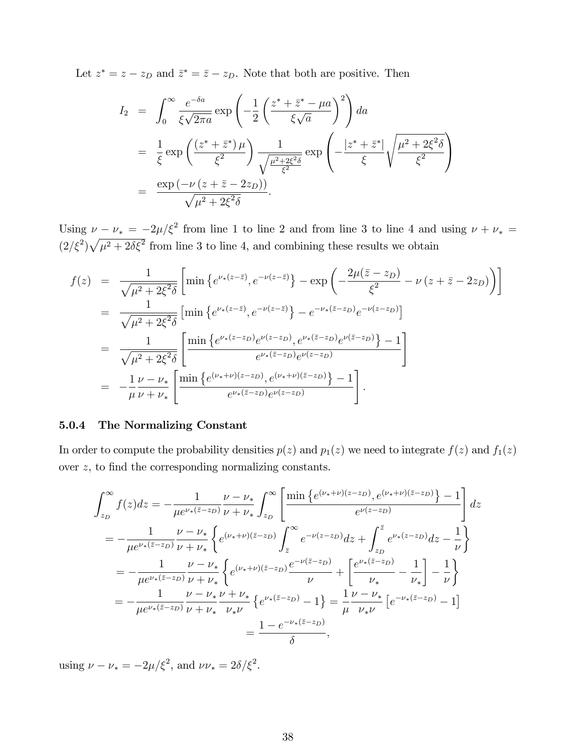Let $z^* = z - z_D$ and $\bar{z}^* = \bar{z} - z_D$. Note that both are positive. Then

$$
\begin{aligned}
I_2 &= \int_0^\infty \frac{e^{-\delta a}}{\xi\sqrt{2\pi a}} \exp\left(-\frac{1}{2}\left(\frac{z^* + \bar{z}^* - \mu a}{\xi\sqrt{a}}\right)^2\right) da \\
&= \frac{1}{\xi}\exp\left(\frac{(z^* + \bar{z}^*)\,\mu}{\xi^2}\right)\frac{1}{\sqrt{\frac{\mu^2+2\xi^2\delta}{\xi^2}}}\exp\left(-\frac{|z^* + \bar{z}^*|}{\xi}\sqrt{\frac{\mu^2+2\xi^2\delta}{\xi^2}}\right) \\
&= \frac{\exp\left(-\nu\left(z + \bar{z} - 2z_D\right)\right)}{\sqrt{\mu^2 + 2\xi^2\delta}}.
\end{aligned}
$$

Using $\nu - \nu_* = -2\mu/\xi^2$ from line 1 to line 2 and from line 3 to line 4 and using $\nu + \nu_* = (2/\xi^2)\sqrt{\mu^2 + 2\delta\xi^2}$ from line 3 to line 4, and combining these results we obtain

$$
\begin{aligned}
f(z) &= \frac{1}{\sqrt{\mu^2+2\xi^2\delta}}\left[\min\left\{e^{\nu_*(z-\bar{z})}, e^{-\nu(z-\bar{z})}\right\} - \exp\left(-\frac{2\mu(\bar{z}-z_D)}{\xi^2} - \nu\left(z + \bar{z} - 2z_D\right)\right)\right] \\
&= \frac{1}{\sqrt{\mu^2+2\xi^2\delta}}\left[\min\left\{e^{\nu_*(z-\bar{z})}, e^{-\nu(z-\bar{z})}\right\} - e^{-\nu_*(\bar{z}-z_D)}e^{-\nu(z-z_D)}\right] \\
&= \frac{1}{\sqrt{\mu^2+2\xi^2\delta}}\left[\frac{\min\left\{e^{\nu_*(z-z_D)}e^{\nu(z-z_D)}, e^{\nu_*(\bar{z}-z_D)}e^{\nu(\bar{z}-z_D)}\right\} - 1}{e^{\nu_*(\bar{z}-z_D)}e^{\nu(z-z_D)}}\right] \\
&= -\frac{1}{\mu}\frac{\nu-\nu_*}{\nu+\nu_*}\left[\frac{\min\left\{e^{(\nu_*+\nu)(z-z_D)}, e^{(\nu_*+\nu)(\bar{z}-z_D)}\right\} - 1}{e^{\nu_*(\bar{z}-z_D)}e^{\nu(z-z_D)}}\right].
\end{aligned}
$$

### 5.0.4 The Normalizing Constant

In order to compute the probability densities $p(z)$ and $p_1(z)$ we need to integrate $f(z)$ and $f_1(z)$ over $z$, to find the corresponding normalizing constants.

$$
\begin{aligned}
&\int_{z_D}^\infty f(z)dz = -\frac{1}{\mu e^{\nu_*(\bar{z}-z_D)}}\frac{\nu-\nu_*}{\nu+\nu_*}\int_{z_D}^\infty\left[\frac{\min\left\{e^{(\nu_*+\nu)(z-z_D)}, e^{(\nu_*+\nu)(\bar{z}-z_D)}\right\} - 1}{e^{\nu(z-z_D)}}\right]dz \\
&= -\frac{1}{\mu e^{\nu_*(\bar{z}-z_D)}}\frac{\nu-\nu_*}{\nu+\nu_*}\left\{e^{(\nu_*+\nu)(\bar{z}-z_D)}\int_{\bar{z}}^\infty e^{-\nu(z-z_D)}dz + \int_{z_D}^{\bar{z}} e^{\nu_*(z-z_D)}dz - \frac{1}{\nu}\right\} \\
&= -\frac{1}{\mu e^{\nu_*(\bar{z}-z_D)}}\frac{\nu-\nu_*}{\nu+\nu_*}\left\{e^{(\nu_*+\nu)(\bar{z}-z_D)}\frac{e^{-\nu(\bar{z}-z_D)}}{\nu} + \left[\frac{e^{\nu_*(\bar{z}-z_D)}}{\nu_*} - \frac{1}{\nu_*}\right] - \frac{1}{\nu}\right\} \\
&= -\frac{1}{\mu e^{\nu_*(\bar{z}-z_D)}}\frac{\nu-\nu_*}{\nu+\nu_*}\frac{\nu+\nu_*}{\nu_*\nu}\left\{e^{\nu_*(\bar{z}-z_D)} - 1\right\} = \frac{1}{\mu}\frac{\nu-\nu_*}{\nu_*\nu}\left[e^{-\nu_*(\bar{z}-z_D)} - 1\right] \\
&= \frac{1 - e^{-\nu_*(\bar{z}-z_D)}}{\delta},
\end{aligned}
$$

using $\nu - \nu_* = -2\mu/\xi^2$, and $\nu\nu_* = 2\delta/\xi^2$.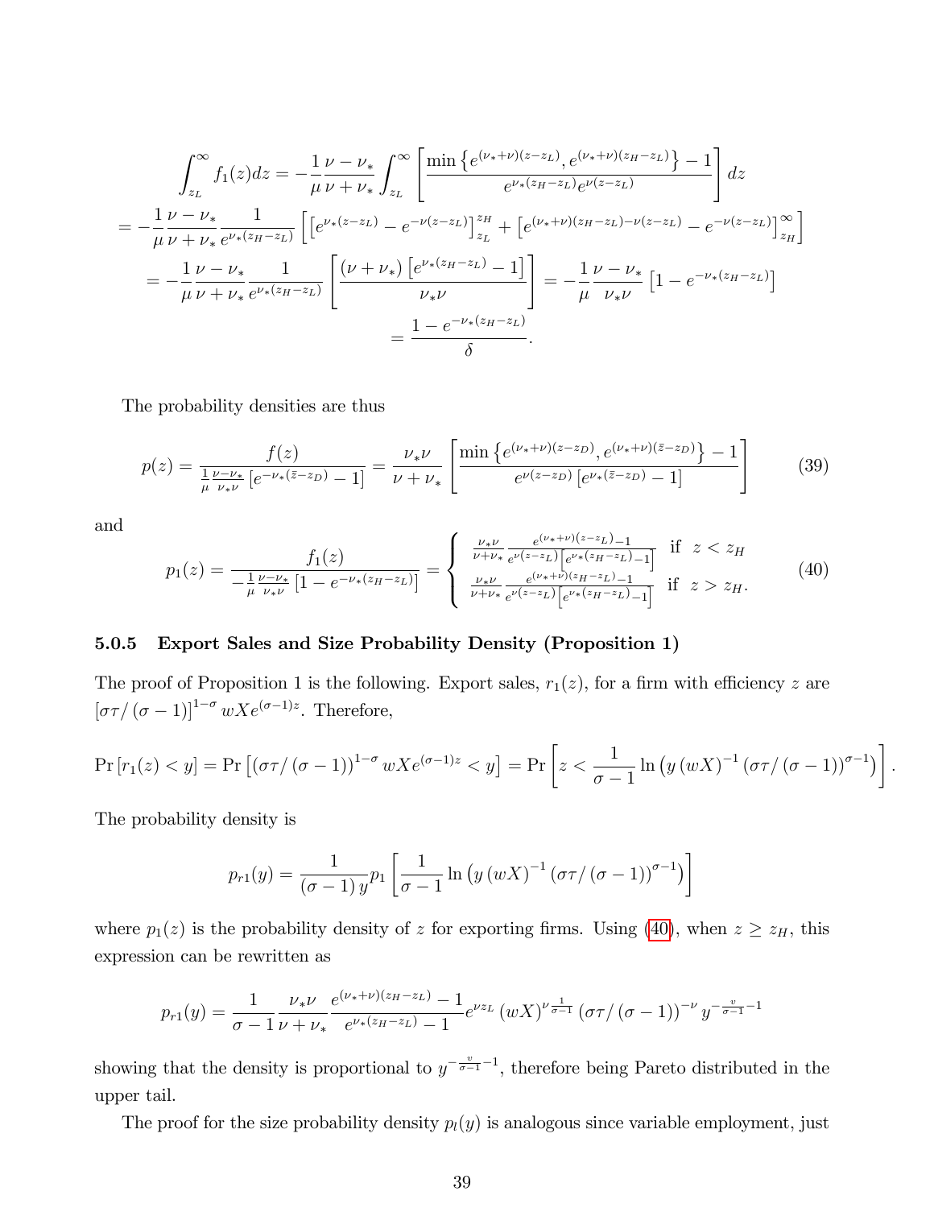$$\int_{z_L}^{\infty} f_1(z)dz = -\frac{1}{\mu}\frac{\nu-\nu_*}{\nu+\nu_*}\int_{z_L}^{\infty}\left[\frac{\min\left\{e^{(\nu_*+\nu)(z-z_L)}, e^{(\nu_*+\nu)(z_H-z_L)}\right\}-1}{e^{\nu_*(z_H-z_L)}e^{\nu(z-z_L)}}\right]dz$$

$$= -\frac{1}{\mu}\frac{\nu-\nu_*}{\nu+\nu_*}\frac{1}{e^{\nu_*(z_H-z_L)}}\left[\left[e^{\nu_*(z-z_L)} - e^{-\nu(z-z_L)}\right]_{z_L}^{z_H} + \left[e^{(\nu_*+\nu)(z_H-z_L)-\nu(z-z_L)} - e^{-\nu(z-z_L)}\right]_{z_H}^{\infty}\right]$$

$$= -\frac{1}{\mu}\frac{\nu-\nu_*}{\nu+\nu_*}\frac{1}{e^{\nu_*(z_H-z_L)}}\left[\frac{(\nu+\nu_*)\left[e^{\nu_*(z_H-z_L)}-1\right]}{\nu_*\nu}\right] = -\frac{1}{\mu}\frac{\nu-\nu_*}{\nu_*\nu}\left[1-e^{-\nu_*(z_H-z_L)}\right]$$

$$= \frac{1-e^{-\nu_*(z_H-z_L)}}{\delta}.$$

The probability densities are thus

$$p(z) = \frac{f(z)}{\frac{1}{\mu}\frac{\nu-\nu_*}{\nu_*\nu}\left[e^{-\nu_*(\bar{z}-z_D)}-1\right]} = \frac{\nu_*\nu}{\nu+\nu_*}\left[\frac{\min\left\{e^{(\nu_*+\nu)(z-z_D)}, e^{(\nu_*+\nu)(\bar{z}-z_D)}\right\}-1}{e^{\nu(z-z_D)}\left[e^{\nu_*(\bar{z}-z_D)}-1\right]}\right] \tag{39}$$

and

$$p_1(z) = \frac{f_1(z)}{-\frac{1}{\mu}\frac{\nu-\nu_*}{\nu_*\nu}\left[1-e^{-\nu_*(z_H-z_L)}\right]} = \begin{cases} \frac{\nu_*\nu}{\nu+\nu_*}\frac{e^{(\nu_*+\nu)(z-z_L)}-1}{e^{\nu(z-z_L)}\left[e^{\nu_*(z_H-z_L)}-1\right]} & \text{if } \ z<z_H \\ \frac{\nu_*\nu}{\nu+\nu_*}\frac{e^{(\nu_*+\nu)(z_H-z_L)}-1}{e^{\nu(z-z_L)}\left[e^{\nu_*(z_H-z_L)}-1\right]} & \text{if } \ z>z_H. \end{cases} \tag{40}$$

### 5.0.5 Export Sales and Size Probability Density (Proposition 1)

The proof of Proposition 1 is the following. Export sales, $r_1(z)$, for a firm with efficiency $z$ are $[\sigma\tau/(\sigma-1)]^{1-\sigma} wXe^{(\sigma-1)z}$. Therefore,

$$\Pr\left[r_1(z)<y\right] = \Pr\left[(\sigma\tau/(\sigma-1))^{1-\sigma} wXe^{(\sigma-1)z}<y\right] = \Pr\left[z<\frac{1}{\sigma-1}\ln\left(y\,(wX)^{-1}\,(\sigma\tau/(\sigma-1))^{\sigma-1}\right)\right].$$

The probability density is

$$p_{r1}(y) = \frac{1}{(\sigma-1)\,y}p_1\left[\frac{1}{\sigma-1}\ln\left(y\,(wX)^{-1}\,(\sigma\tau/(\sigma-1))^{\sigma-1}\right)\right]$$

where $p_1(z)$ is the probability density of $z$ for exporting firms. Using (40), when $z \geq z_H$, this expression can be rewritten as

$$p_{r1}(y) = \frac{1}{\sigma-1}\frac{\nu_*\nu}{\nu+\nu_*}\frac{e^{(\nu_*+\nu)(z_H-z_L)}-1}{e^{\nu_*(z_H-z_L)}-1}e^{\nu z_L}\,(wX)^{\nu\frac{1}{\sigma-1}}\,(\sigma\tau/(\sigma-1))^{-\nu}\,y^{-\frac{v}{\sigma-1}-1}$$

showing that the density is proportional to $y^{-\frac{v}{\sigma-1}-1}$, therefore being Pareto distributed in the upper tail.

The proof for the size probability density $p_l(y)$ is analogous since variable employment, just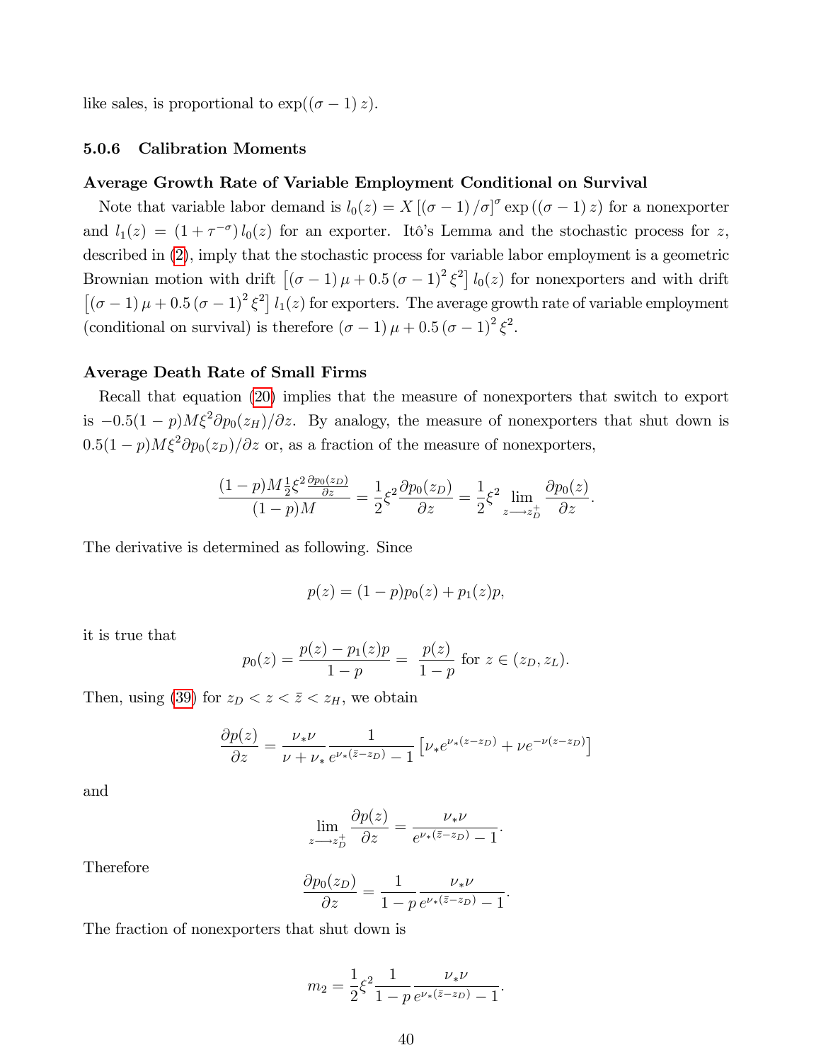like sales, is proportional to $\exp((\sigma-1)z)$.

### 5.0.6 Calibration Moments

**Average Growth Rate of Variable Employment Conditional on Survival**

Note that variable labor demand is $l_0(z) = X[(\sigma-1)/\sigma]^{\sigma}\exp((\sigma-1)z)$ for a nonexporter and $l_1(z) = (1+\tau^{-\sigma})\,l_0(z)$ for an exporter. Itô's Lemma and the stochastic process for $z$, described in (2), imply that the stochastic process for variable labor employment is a geometric Brownian motion with drift $\left[(\sigma-1)\mu + 0.5(\sigma-1)^2\xi^2\right] l_0(z)$ for nonexporters and with drift $\left[(\sigma-1)\mu + 0.5(\sigma-1)^2\xi^2\right] l_1(z)$ for exporters. The average growth rate of variable employment (conditional on survival) is therefore $(\sigma-1)\mu + 0.5(\sigma-1)^2\xi^2$.

**Average Death Rate of Small Firms**

Recall that equation (20) implies that the measure of nonexporters that switch to export is $-0.5(1-p)M\xi^2\partial p_0(z_H)/\partial z$. By analogy, the measure of nonexporters that shut down is $0.5(1-p)M\xi^2\partial p_0(z_D)/\partial z$ or, as a fraction of the measure of nonexporters,

$$\frac{(1-p)M\frac{1}{2}\xi^2\frac{\partial p_0(z_D)}{\partial z}}{(1-p)M} = \frac{1}{2}\xi^2\frac{\partial p_0(z_D)}{\partial z} = \frac{1}{2}\xi^2\lim_{z\longrightarrow z_D^+}\frac{\partial p_0(z)}{\partial z}.$$

The derivative is determined as following. Since

$$p(z) = (1-p)p_0(z) + p_1(z)p,$$

it is true that

$$p_0(z) = \frac{p(z) - p_1(z)p}{1-p} = \frac{p(z)}{1-p} \text{ for } z \in (z_D, z_L).$$

Then, using (39) for $z_D < z < \bar{z} < z_H$, we obtain

$$\frac{\partial p(z)}{\partial z} = \frac{\nu_*\nu}{\nu+\nu_*}\frac{1}{e^{\nu_*(\bar{z}-z_D)}-1}\left[\nu_* e^{\nu_*(z-z_D)} + \nu e^{-\nu(z-z_D)}\right]$$

and

$$\lim_{z\longrightarrow z_D^+}\frac{\partial p(z)}{\partial z} = \frac{\nu_*\nu}{e^{\nu_*(\bar{z}-z_D)}-1}.$$

Therefore

$$\frac{\partial p_0(z_D)}{\partial z} = \frac{1}{1-p}\frac{\nu_*\nu}{e^{\nu_*(\bar{z}-z_D)}-1}.$$

The fraction of nonexporters that shut down is

$$m_2 = \frac{1}{2}\xi^2\frac{1}{1-p}\frac{\nu_*\nu}{e^{\nu_*(\bar{z}-z_D)}-1}.$$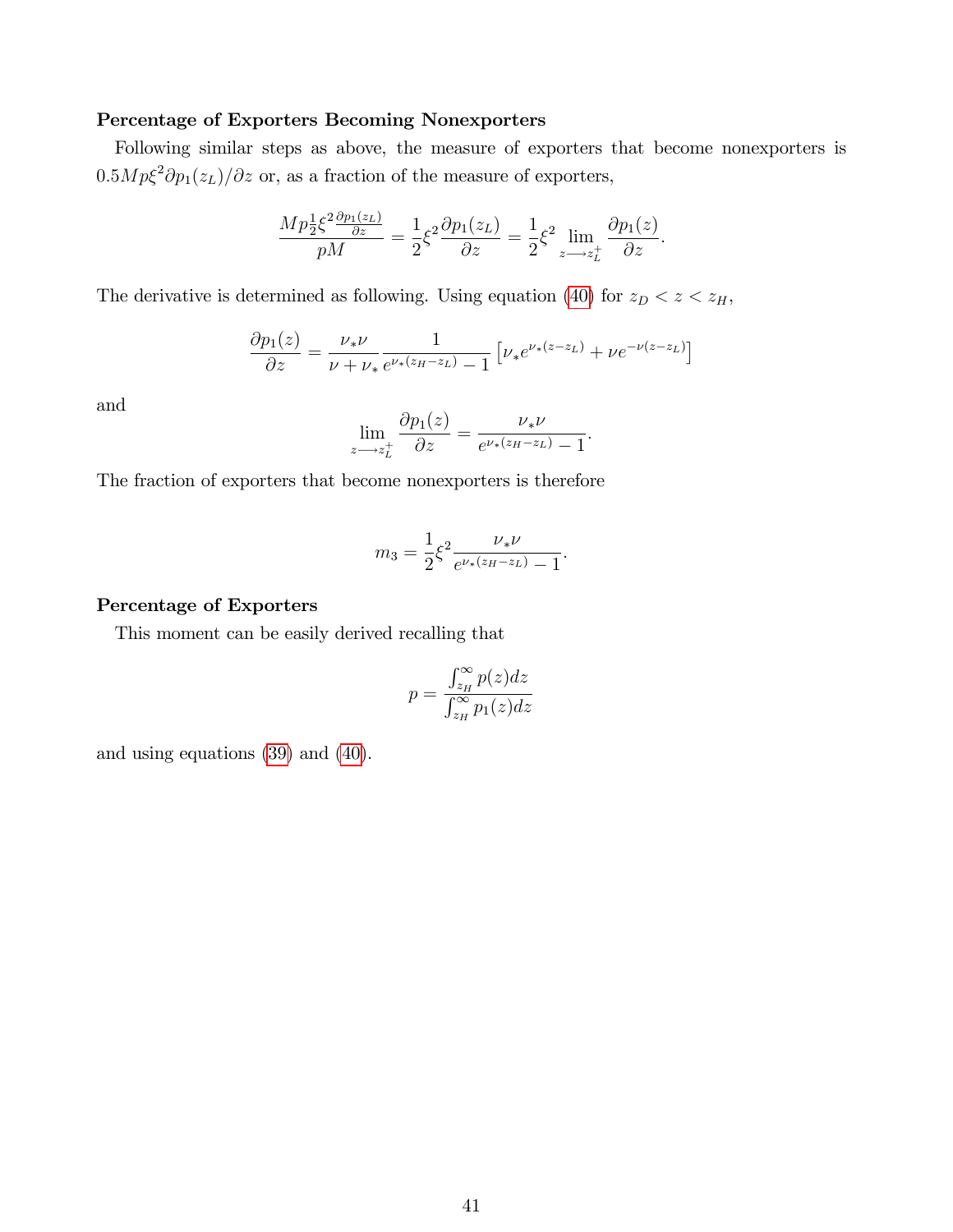**Percentage of Exporters Becoming Nonexporters**

Following similar steps as above, the measure of exporters that become nonexporters is $0.5Mp\xi^2\partial p_1(z_L)/\partial z$ or, as a fraction of the measure of exporters,

$$\frac{Mp\frac{1}{2}\xi^2\frac{\partial p_1(z_L)}{\partial z}}{pM} = \frac{1}{2}\xi^2\frac{\partial p_1(z_L)}{\partial z} = \frac{1}{2}\xi^2 \lim_{z \longrightarrow z_L^+} \frac{\partial p_1(z)}{\partial z}.$$

The derivative is determined as following. Using equation (40) for $z_D < z < z_H$,

$$\frac{\partial p_1(z)}{\partial z} = \frac{\nu_* \nu}{\nu + \nu_*}\frac{1}{e^{\nu_*(z_H - z_L)} - 1}\left[\nu_* e^{\nu_*(z - z_L)} + \nu e^{-\nu(z - z_L)}\right]$$

and

$$\lim_{z \longrightarrow z_L^+} \frac{\partial p_1(z)}{\partial z} = \frac{\nu_* \nu}{e^{\nu_*(z_H - z_L)} - 1}.$$

The fraction of exporters that become nonexporters is therefore

$$m_3 = \frac{1}{2}\xi^2 \frac{\nu_* \nu}{e^{\nu_*(z_H - z_L)} - 1}.$$

**Percentage of Exporters**

This moment can be easily derived recalling that

$$p = \frac{\int_{z_H}^{\infty} p(z)dz}{\int_{z_H}^{\infty} p_1(z)dz}$$

and using equations (39) and (40).